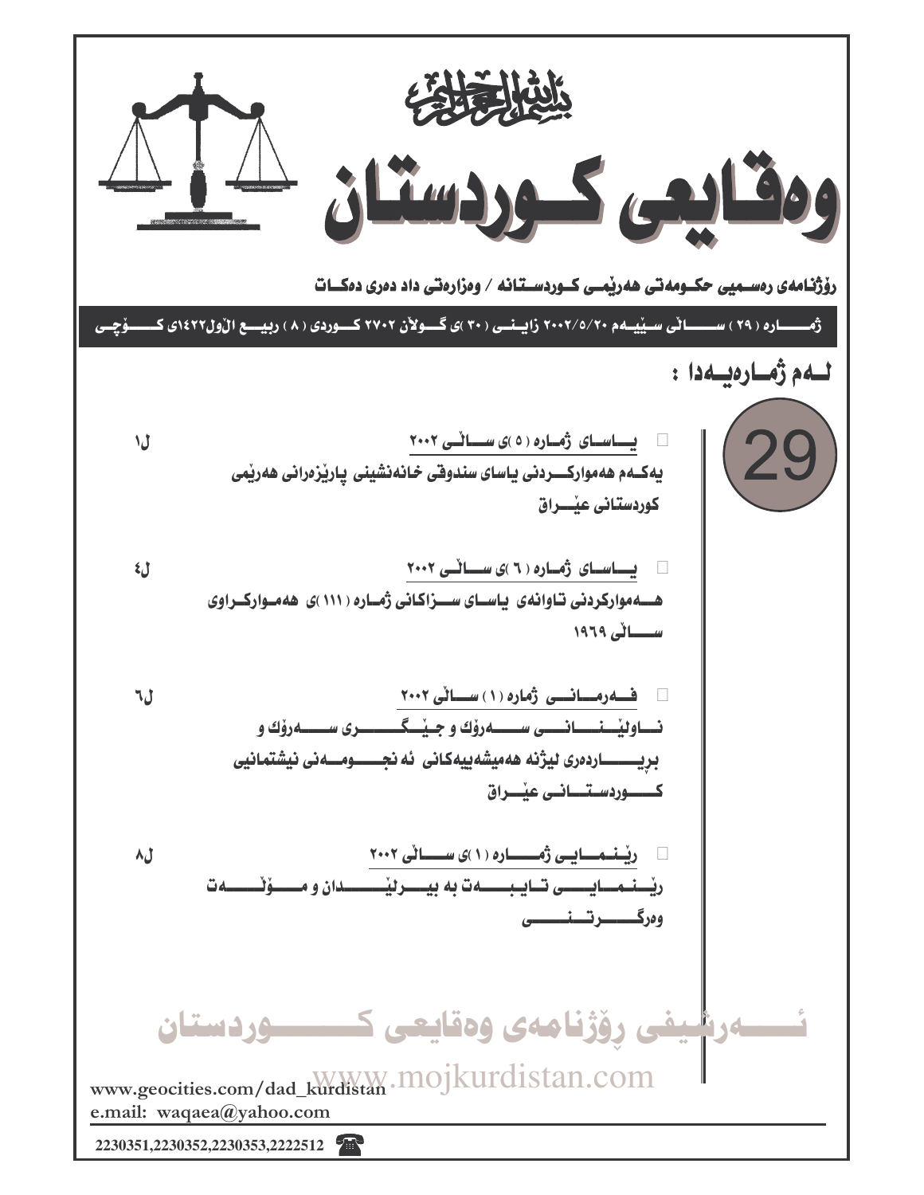بسم الله الرحمن الرحيم

# وەقایعی كوردستان

**رۆژنامەی رەسمیی حكومەتی هەرێمی كوردستانە / وەزارەتی داد دەری دەكات**

**ژمارە ( ٢٩ ) سالی سێیەم ٢٠٠٢/٥/٢٠ زاینی ( ٣٠ )ی گولان ٢٧٠٢ كوردی ( ٨ ) ربیع الاول١٤٢٢ی كۆچی**

## لەم ژمارەیەدا :

29

- **یاسای ژمارە ( ٥ )ی سالی ٢٠٠٢** — ل١
  یەكەم هەمواركردنی یاسای سندوقی خانەنشینی پارێزەرانی هەرێمی كوردستانی عێراق

- **یاسای ژمارە ( ٦ )ی سالی ٢٠٠٢** — ل٤
  هەمواركردنی تاوانەی یاسای سزاكانی ژمارە ( ١١١ )ی هەمواركراوی سالی ١٩٦٩

- **فەرمانی ژمارە ( ١ ) سالی ٢٠٠٢** — ل٦
  ناولێنانی سەرۆك و جێگری سەرۆك و بریاردەری لیژنە هەمیشەییەكانی ئەنجومەنی نیشتمانیی كوردستانی عێراق

- **رێنمایی ژمارە ( ١ )ی سالی ٢٠٠٢** — ل٨
  رێنمایی تایبەت بە بیرلێدان و مۆلەت وەرگرتنی

ئەرشیفی رۆژنامەی وەقایعی كوردستان

www.mojkurdistan.com

www.geocities.com/dad_kurdistan
e.mail: waqaea@yahoo.com

2230351,2230352,2230353,2222512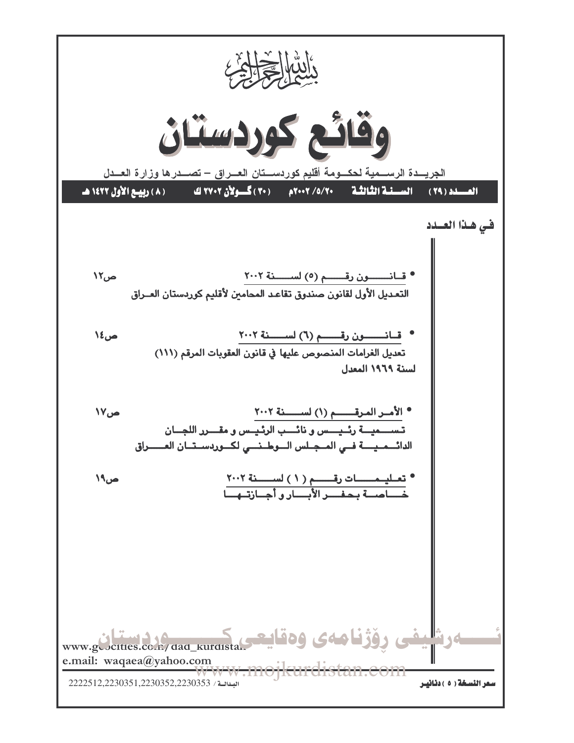بسم الله الرحمن الرحيم

# وقائع كوردستان

الجريدة الرسمية لحكومة أقليم كوردستان العراق – تصدرها وزارة العدل

العدد (٢٩) السنة الثالثة ٢٠٠٢/٥/٢٠م (٣٠) گولان ٢٧٠٢ ك (٨) ربيع الأول ١٤٢٢ هـ

## في هذا العدد

- **قانون رقم (٥) لسنة ٢٠٠٢** ص١٢
  **التعديل الأول لقانون صندوق تقاعد المحامين لأقليم كوردستان العراق**

- **قانون رقم (٦) لسنة ٢٠٠٢** ص١٤
  **تعديل الغرامات المنصوص عليها في قانون العقوبات المرقم (١١١) لسنة ١٩٦٩ المعدل**

- **الأمر المرقم (١) لسنة ٢٠٠٢** ص١٧
  **تسمية رئيس و نائب الرئيس و مقرر اللجان الدائمية في المجلس الوطني لكوردستان العراق**

- **تعليمات رقم (١) لسنة ٢٠٠٢** ص١٩
  **خاصة بحفر الأبار و أجازتها**

www.geocities.com/dad_kurdistan
e.mail: waqaea@yahoo.com

البدالة / 2222512,2230351,2230352,2230353

سعر النسخة (٥) دنانير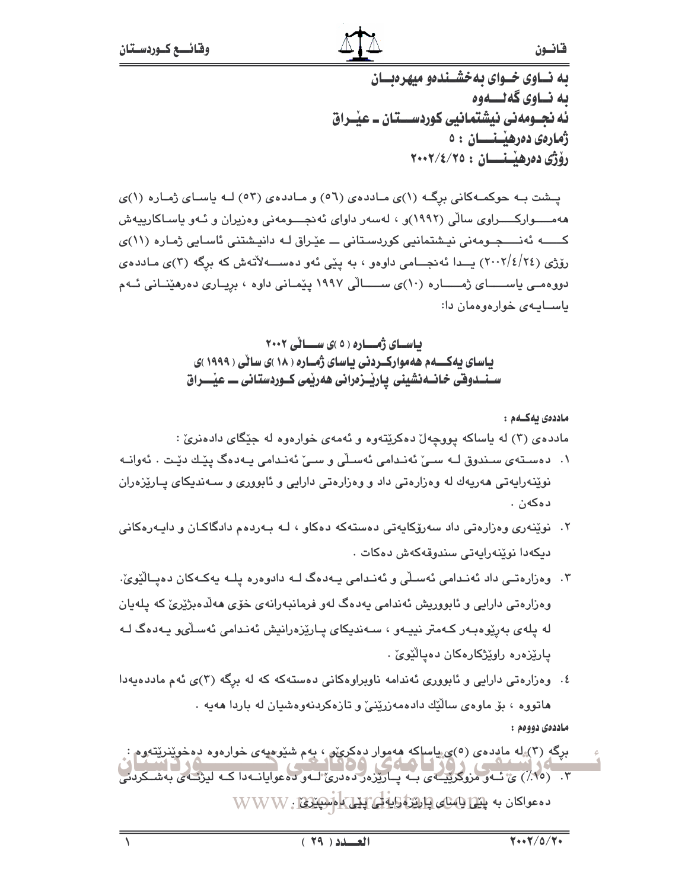بە نــاوی خــوای بەخشــندەو میهرەبــان

بە نــاوی گەلـــەوە

ئە نجـومەنی نیشتمانیی کوردســـتان ـ عێـراق

ژمارەی دەرهێــنـــان : ٥

رۆژی دەرهێــنـــان : ٢٠٠٢/٤/٢٥

پـشت بـە حوکمـەکانی برگـە (١)ی مـاددەی (٥٦) و مـاددەی (٥٣) لـە یاسـای ژمـارە (١)ی هەمـــوارکـــراوی ساڵی (١٩٩٢)و ، لەسەر داوای ئەنجـــومەنی وەزیران و ئـەو یاسـاکارییەش کـــە ئەنـــجـومەنی نیـشتمانیی کوردسـتانی ـــ عێـراق لـە دانیـشتنی ئاسـایی ژمـارە (١١)ی رۆژی (٢٠٠٢/٤/٢٤) یـدا ئەنجـامی داوەو ، بە پێی ئەو دەســەڵاتەش کە برگە (٣)ی مـاددەی دووەمـی یاســـای ژمـــارە (١٠)ی ســـاڵی ١٩٩٧ پێمـانی داوە ، بریـاری دەرهێنـانی ئـەم یاسـایەی خوارەوەمان دا:

## یاسـای ژمــارە ( ٥ )ی ســاڵی ٢٠٠٢
## یاسای یەکــەم هەموارکـردنی یاسای ژمـارە ( ١٨ )ی ساڵی ( ١٩٩٩ )ی سـنـدوقی خانـەنشینی پارێـزەرانی هەرێمی کـوردستانی ـــ عێـراق

**ماددەی یەکـەم :**

ماددەی (٣) لە یاساکە پووچەڵ دەکرێتەوە و ئەمەی خوارەوە لە جێگای دادەنرێ :

١. دەسـتەی سـندوق لـە سـێ ئەنـدامی ئەسـڵی و سـێ ئەنـدامی یـەدەگ پێـك دێـت . ئەوانـە نوێنەرایەتی هەریەك لە وەزارەتی داد و وەزارەتی دارایی و ئابووری و سـەندیکای پـارێزەران دەکەن .

٢. نوێنەری وەزارەتی داد سەرۆکایەتی دەستەکە دەکاو ، لـە بـەردەم دادگاکـان و دایـەرەکانی دیکەدا نوێنەرایەتی سندوقەکەش دەکات .

٣. وەزارەتـی داد ئەنـدامی ئەسـڵی و ئەنـدامی یـەدەگ لـە دادوەرە پلـە یەکـەکان دەپـاڵێوێ. وەزارەتی دارایی و ئابووریش ئەندامی یەدەگ لەو فرمانبەرانەی خۆی هەڵدەبژێرێ کە پلەیان لە پلەی بەڕێوەبـەر کـەمتر نییـەو ، سـەندیکای پـارێزەرانیش ئەنـدامی ئەسـڵیو یـەدەگ لـە پارێزەرە راوێژکارەکان دەپاڵێوێ .

٤. وەزارەتی دارایی و ئابووری ئەندامە ناوبراوەکانی دەستەکە کە لە برگە (٣)ی ئەم ماددەیەدا هاتووە ، بۆ ماوەی ساڵێك دادەمەزرێنێ و تازەکردنەوەشیان لە باردا هەیە .

**ماددەی دووەم :**

برگە (٣) لە ماددەی (٥)ی یاساکە هەموار دەکرێو ، بەم شێوەیەی خوارەوە دەخوێنرێتەوە :

٣. (١٥٪) ی ئـەو مزوکرێیـەی بـە پـارێزەر دەدرێ لـەو دەعوایانـەدا کـە لیژنـەی بەشـکردنی دەعواکان بە پێی یاسای پارێزەرایەتی پێی دەسپێرێ .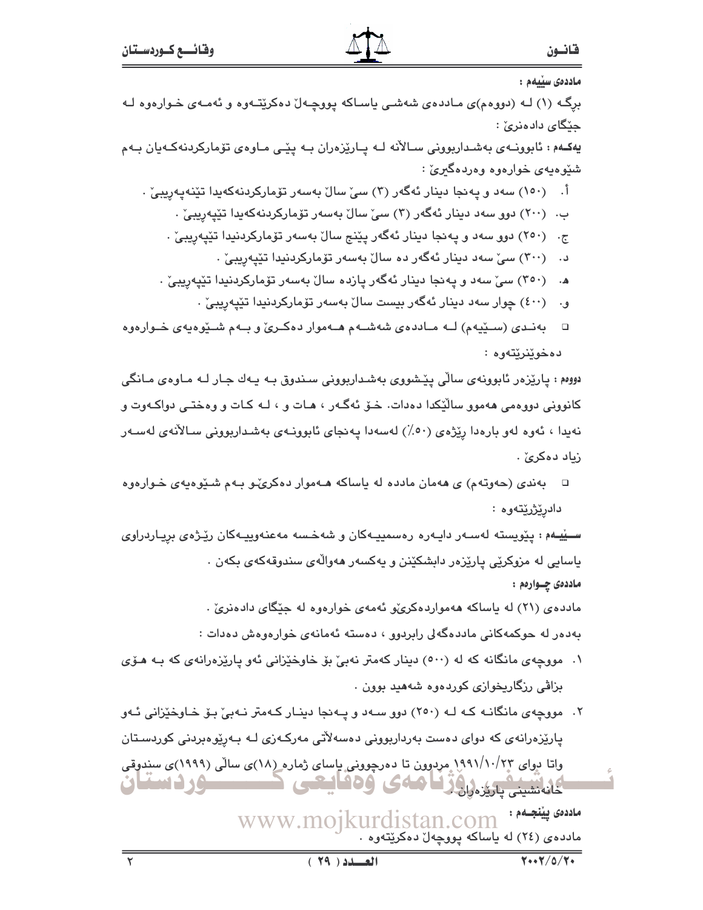**ماددەی سێیەم :**

برگـە (١) لـە (دووەم)ی مـاددەی شەشـی یاسـاکە پووچـەڵ دەکرێتـەوە و ئەمـەی خـوارەوە لـە جێگای دادەنرێ :

**یەکـەم :** ئابوونـەی بەشـداربوونی سـاڵانە لـە پـارێزەران بـە پێـی مـاوەی تۆمارکردنەکـەیان بـەم شێوەیەی خوارەوە وەردەگیرێ :

أ. (١٥٠) سەد و پەنجا دینار ئەگەر (٣) سێ ساڵ بەسەر تۆمارکردنەکەیدا تێنەپەڕیبێ .

ب. (٢٠٠) دوو سەد دینار ئەگەر (٣) سێ ساڵ بەسەر تۆمارکردنەکەیدا تێپەڕیبێ .

ج. (٢٥٠) دوو سەد و پەنجا دینار ئەگەر پێنج ساڵ بەسەر تۆمارکردنیدا تێپەڕیبێ .

د. (٣٠٠) سێ سەد دینار ئەگەر دە ساڵ بەسەر تۆمارکردنیدا تێپەڕیبێ .

هـ. (٣٥٠) سێ سەد و پەنجا دینار ئەگەر پازدە ساڵ بەسەر تۆمارکردنیدا تێپەڕیبێ .

و. (٤٠٠) چوار سەد دینار ئەگەر بیست ساڵ بەسەر تۆمارکردنیدا تێپەڕیبێ .

- بەنـدی (سـێیەم) لـە مـاددەی شەشـەم هـەموار دەکـرێ و بـەم شـێوەیەی خـوارەوە دەخوێنرێتەوە :

**دووەم :** پارێزەر ئابوونەی ساڵی پێشووی بەشداربوونی سندوق بـە یـەك جـار لـە مـاوەی مـانگی کانوونی دووەمی هەموو ساڵێکدا دەدات. خـۆ ئەگـەر ، هـات و ، لـە کـات و وەختـی دواکـەوت و نەیدا ، ئەوە لەو بارەدا ڕێژەی (٥٠٪) لەسەدا پەنجای ئابوونـەی بەشـداربوونی سـاڵانەی لەسـەر زیاد دەکرێ .

- بەندی (حەوتەم) ی هەمان مادده لە یاساکە هـەموار دەکرێو بـەم شـێوەیەی خـوارەوە دادڕێژرێتەوە :

**سـێیەم :** پێویستە لەسـەر دایـەرە ڕەسمییـەکان و شەخـسە مەعنەوییـەکان ڕێـژەی بڕیـاردراوی یاسایی لە مزوکرێی پارێزەر دابشکێنن و یەکسەر هەواڵەی سندوقەکەی بکەن .

**ماددەی چـوارەم :**

ماددەی (٢١) لە یاساکە هەمواردەکرێو ئەمەی خوارەوە لە جێگای دادەنرێ .

بەدەر لە حوکمەکانی ماددەگەلی ڕابردوو ، دەستە ئەمانەی خوارەوەش دەدات :

١. مووچەی مانگانە کە لە (٥٠٠) دینار کەمتر نەبێ بۆ خاوخێزانی ئەو پارێزەرانەی کە بـە هـۆی بزاڤی ڕزگاریخوازی کوردەوە شەهید بوون .

٢. مووچەی مانگانـە کـە لـە (٢٥٠) دوو سـەد و پـەنجا دینـار کـەمتر نـەبێ بـۆ خـاوخێزانی ئـەو پارێزەرانەی کە دوای دەست بەرداربوونی دەسەڵاتی مەرکـەزی لـە بـەڕێوەبردنی کوردسـتان واتا دوای ١٩٩١/١٠/٢٣ مردوون تا دەرچوونی یاسای ژمارە (١٨)ی ساڵی (١٩٩٩)ی سندوقی خانەنشینی پارێزەران .

**ماددەی پێنجـەم :**

ماددەی (٢٤) لە یاساکە پووچەڵ دەکرێتەوە .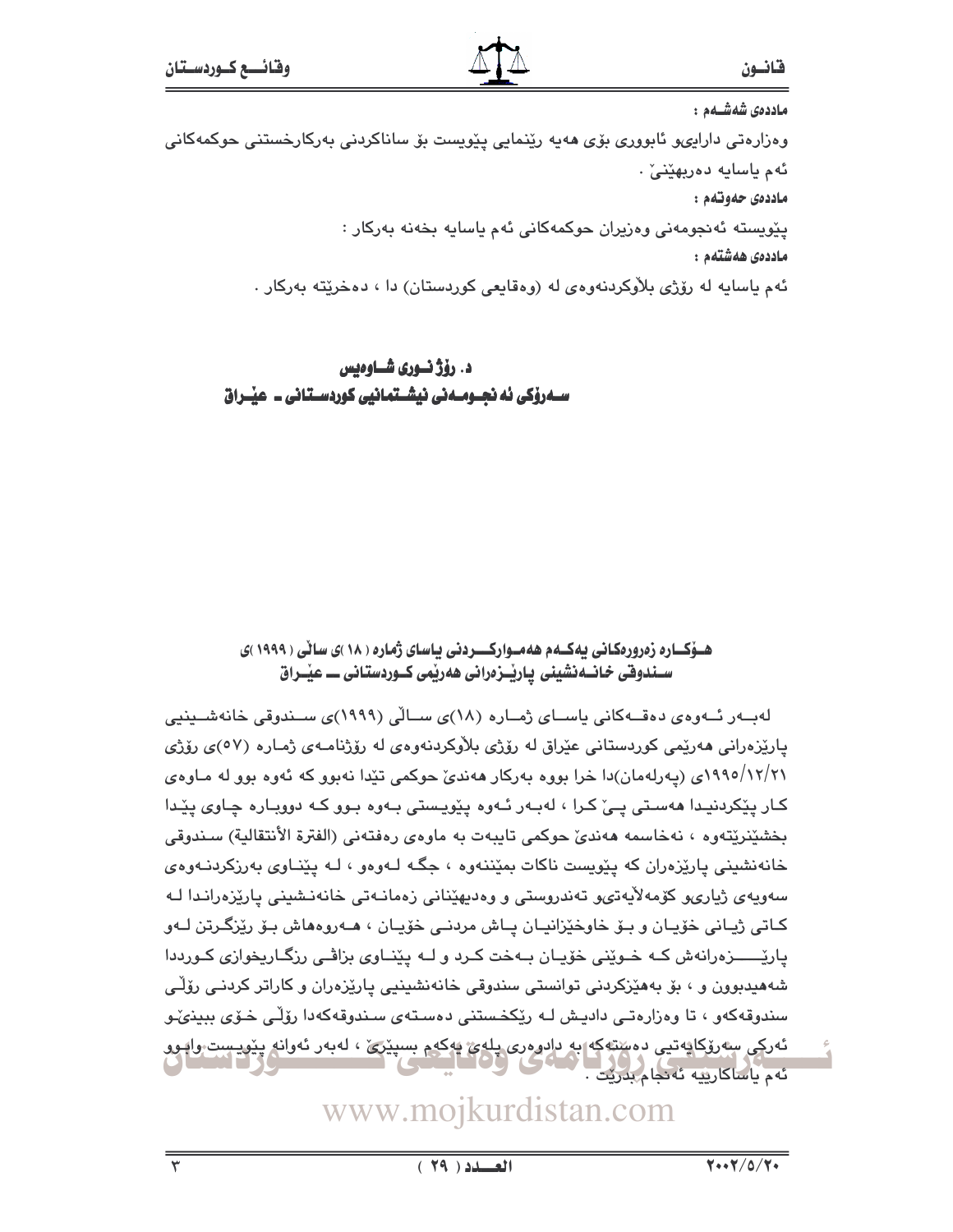**ماددەی شەشـەم :**

وەزارەتی داراییو ئابووری بۆی هەیە ڕێنمایی پێویست بۆ ساناکردنی بەرکارخستنی حوکمەکانی ئەم یاسایە دەربهێنێ .

**ماددەی حەوتەم :**

پێویستە ئەنجومەنی وەزیران حوکمەکانی ئەم یاسایە بخەنە بەرکار :

**ماددەی هەشتەم :**

ئەم یاسایە لە ڕۆژی بلاْوکردنەوەی لە (وەقایعی کوردستان) دا ، دەخرێتە بەرکار .

**د. ڕۆژ نـوری شـاوەیس**
**سـەرۆکی ئەنجـومـەنی نیشـتمانیی کوردسـتانی ـ عێـراق**

### هـۆکـارە زەرورەکانی یەکـەم هەمـوارکـردنی یاسای ژمارە (١٨)ی ساڵی (١٩٩٩)ی سـندوقی خانـەنشینی پارێـزەرانی هەرێمی کـوردستانی ـ عێـراق

لەبـەر ئـەوەی دەقـەکانی یاسـای ژمـارە (١٨)ی سـالّی (١٩٩٩)ی سـندوقی خانەشـینیی پارێزەرانی هەرێمی کوردستانی عێراق لە ڕۆژی بلاْوکردنەوەی لە ڕۆژنامـەی ژمـارە (٥٧)ی ڕۆژی ١٩٩٥/١٢/٢١ی (پەرلەمان)دا خرا بووە بەرکار هەندێ حوکمی تێدا نەبوو کە ئەوە بوو لە مـاوەی کـار پێکردنیـدا هەسـتی پـێ کـرا ، لەبـەر ئـەوە پێویسـتی بـەوە بـوو کـە دووبـارە چـاوی پێدا بخشێنرێتەوە ، نەخاسمە هەندێ حوکمی تایبەت بە ماوەی ڕەفتەنی (الفترة الأنتقالية) سـندوقی خانەنشینی پارێزەران کە پێویست ناکات بمێننەوە ، جگـە لـەوەو ، لـە پێنـاوی بەرزکردنـەوەی سەویەی ژیاریو کۆمەلاْیەتیو تەندروستی و وەدیهێنانی زەمانـەتی خانەنـشینی پارێزەرانـدا لـە کـاتی ژیـانی خۆیـان و بـۆ خاوخێزانیـان پـاش مردنـی خۆیـان ، هـەروەهاش بـۆ ڕێزگـرتن لـەو پارێـــزەرانەش کـە خـوێنی خۆیـان بـەخت کـرد و لـە پێنـاوی بزاڤـی ڕزگـاریخوازی کـورددا شەهیدبوون و ، بۆ بەهێزکردنی توانستی سندوقی خانەنشینیی پارێزەران و کاراتر کردنـی ڕۆڵـی سندوقەکەو ، تا وەزارەتـی دادیـش لـە ڕێکخـستنی دەسـتەی سـندوقەکەدا ڕۆڵـی خـۆی ببینێو ئەرکی سەرۆکایەتیی دەستەکە بە دادوەری پلەی یەکەم بسپێرێ ، لەبەر ئەوانە پێویست وابوو ئەم یاساکارییە ئەنجام بدرێت .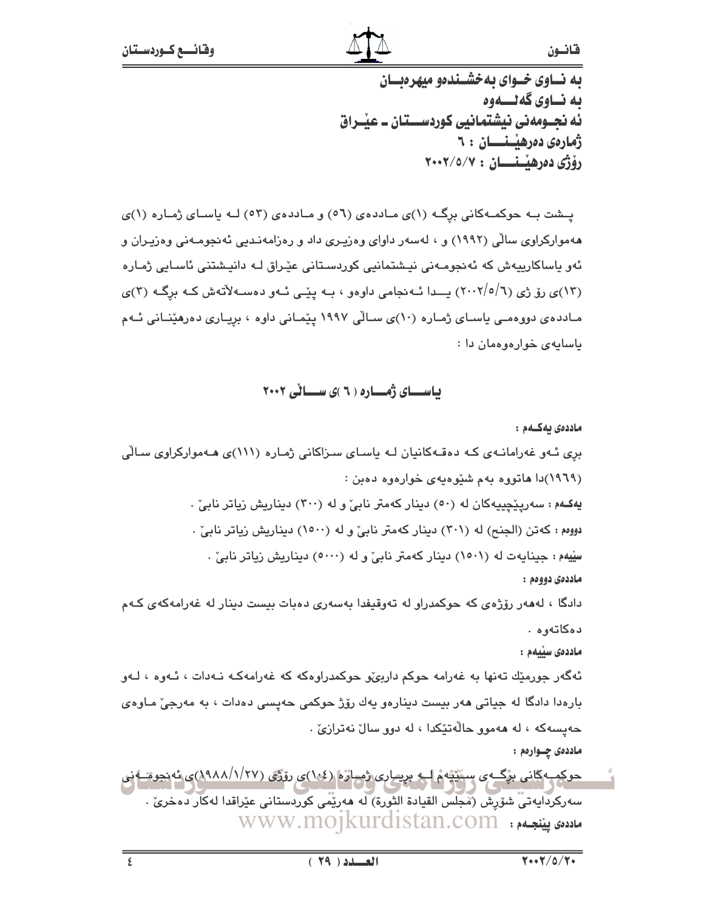به نــاوى خــواى بەخشــندەو میهرەبــان
به نــاوى گەلـــەوە
ئه نجــومەنى نیشتمانیى كوردســـتان ـ عێــراق
ژمارەى دەرهێـنــــان : ٦
رۆژى دەرهێـنــــان : ٢٠٠٢/٥/٧

پــشت بــه حوكمــەكانى برگــە (١)ى مــاددەى (٥٦) و مــاددەى (٥٣) لــە یاســاى ژمــارە (١)ى هەمواركراوى ساڵى (١٩٩٢) و ، لەسەر داواى وەزیرى داد و رەزامەنـدیى ئەنجومـەنى وەزیـران و ئەو یاساكارییەش كە ئەنجومـەنى نیـشتمانیى كوردسـتانى عێراق لـە دانیـشتنى ئاسـایى ژمـارە (١٣)ى رۆ ژى (٢٠٠٢/٥/٦) یــدا ئـەنجامى داوەو ، بـە پێـى ئـەو دەسـەڵاتەش كـە برگـە (٣)ى مـاددەى دووەمـى یاسـاى ژمـارە (١٠)ى سـاڵى ١٩٩٧ پێمـانى داوە ، بریـارى دەرهێنـانى ئـەم یاسایەى خوارەوەمان دا :

## یاســـاى ژمـــارە ( ٦ )ى ســـاڵى ٢٠٠٢

**ماددەى یەكــەم :**

برى ئەو غەرامانـەى كـە دەقـەكانیان لـە یاسـاى سـزاكانى ژمـارە (١١١)ى هـەمواركراوى سـاڵى (١٩٦٩)دا هاتووە بەم شێوەیەى خوارەوە دەبن :

**یەكــەم :** سەرپێچییەكان لە (٥٠) دینار كەمتر نابێ و لە (٣٠٠) دیناریش زیاتر نابێ .

**دووەم :** كەتن (الجنح) لە (٣٠١) دینار كەمتر نابێ و لە (١٥٠٠) دیناریش زیاتر نابێ .

**سێیەم :** جینایەت لە (١٥٠١) دینار كەمتر نابێ و لە (٥٠٠٠) دیناریش زیاتر نابێ .

**ماددەى دووەم :**

دادگا ، لەهەر رۆژەى كە حوكمدراو لە تەوقیفدا بەسەرى دەبات بیست دینار لە غەرامەكەى كـەم دەكاتەوە .

**ماددەى سێیەم :**

ئەگەر جورمێك تەنها بە غەرامە حوكم داربێو حوكمدراوەكە كە غەرامەكـە نـەدات ، ئـەوە ، لـەو بارەدا دادگا لە جیاتى هەر بیست دینارەو یەك رۆژ حوكمى حەپسى دەدات ، بە مەرجێ مـاوەى حەپسەكە ، لە هەموو حاڵەتێكدا ، لە دوو ساڵ نەترازێ .

**ماددەى چــوارەم :**

حوكمـەكانى برگـەى سـێیەم لـە بریـارى ژمـارە (١٠٤)ى رۆژى (١٩٨٨/١/٢٧)ى ئەنجومـەنى سەركردایەتى شۆرش (مجلس القیادة الثورة) لە هەرێمى كوردستانى عێراقدا لەكار دەخرێ .

**ماددەى پێنجــەم :**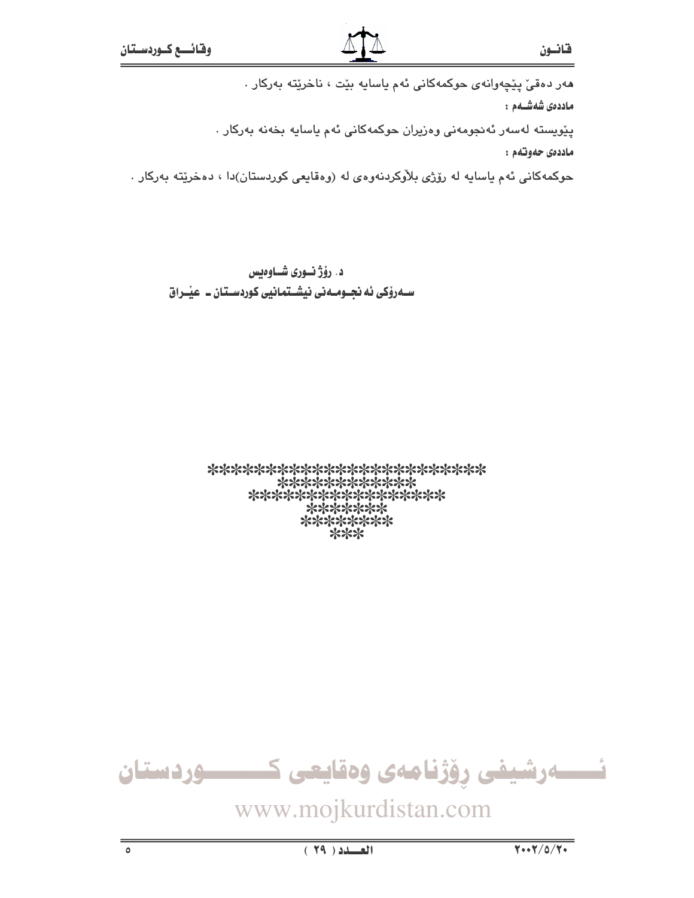هەر دەقێ پێچەوانەی حوکمەکانی ئەم یاسایە بێت ، ناخرێتە بەرکار .

**ماددەی شەشــەم :**

پێویستە لەسەر ئەنجومەنی وەزیران حوکمەکانی ئەم یاسایە بخەنە بەرکار .

**ماددەی حەوتەم :**

حوکمەکانی ئەم یاسایە لە رۆژی بلاَوکردنەوەی لە (وەقایعی کوردستان)دا ، دەخرێتە بەرکار .

**د. رۆژ نــوری شــاوەیس**
**ســەرۆکی ئە نجــومــەنی نیشــتمانیی کوردســتان ـ عێــراق**

*************************
************
*****************
*******
********
***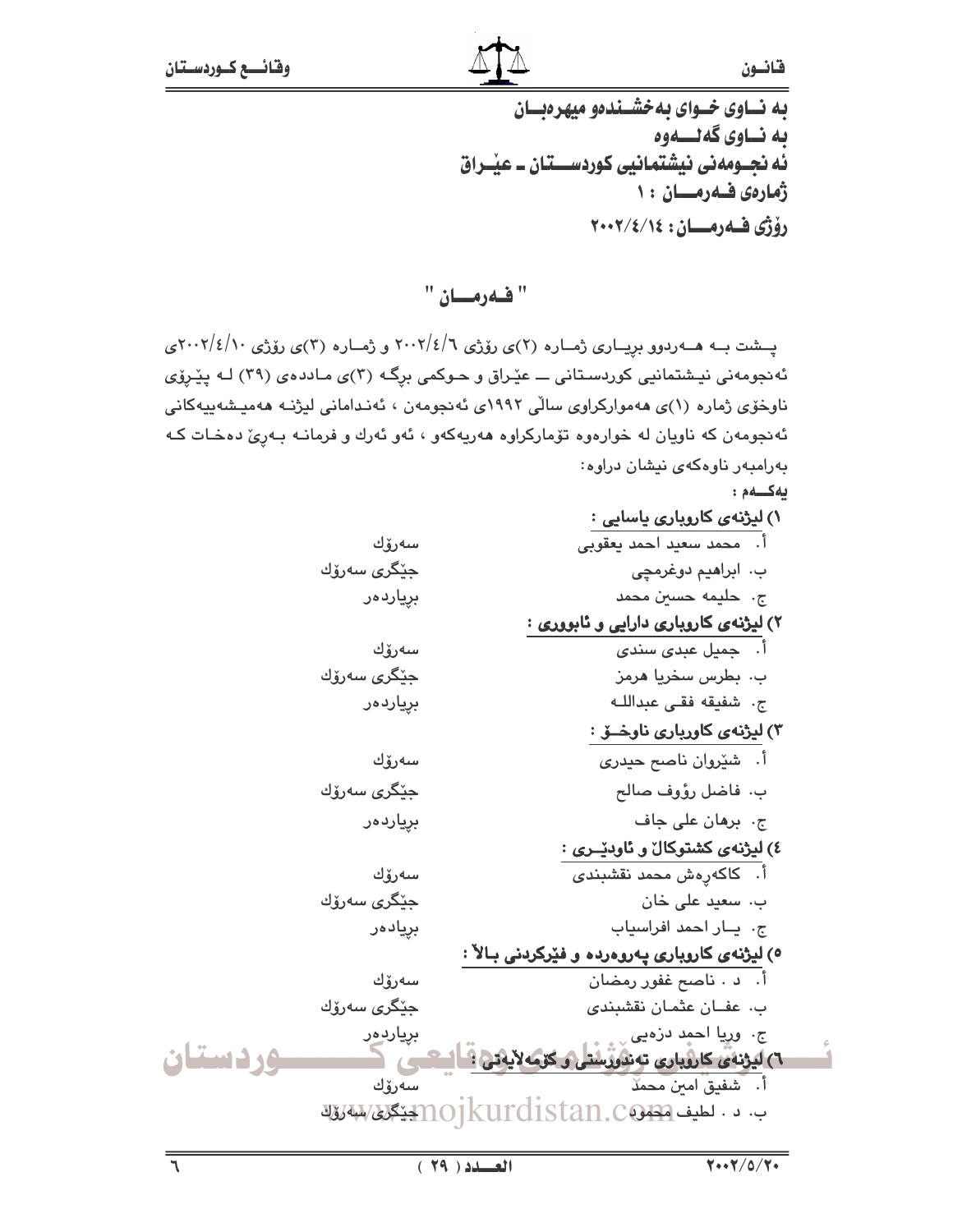به نــاوی خــوای بەخشــندەو میهرەبــان
بە نــاوی گەلـــەوە
ئە نجــومەنی نیشتمانیی کوردســـتان ـ عێـراق
ژمارەی فــەرمـــان : ١
ڕۆژی فــەرمـــان: ٢٠٠٢/٤/١٤

## " فــەرمـــان "

پــشت بــە هـــەردوو بڕیــاری ژمــارە (٢)ی ڕۆژی ٢٠٠٢/٤/٦ و ژمــارە (٣)ی ڕۆژی ٢٠٠٢/٤/١٠ی ئەنجومەنی نیـشتمانیی کوردسـتانی ــ عێـراق و حـوکمی بڕگـە (٣)ی مـاددەی (٣٩) لـە پێـڕۆی ناوخۆی ژمارە (١)ی هەموارکراوی ساڵی ١٩٩٢ی ئەنجومەن ، ئەنـدامانی لیژنـە هەمیـشەییەکانی ئەنجومەن کە ناویان لە خوارەوە تۆمارکراوە هەریەکەو ، ئەو ئەرك و فرمانـە بـەڕێ دەخـات کـە بەرامبەر ناوەکەی نیشان دراوە:

**یەکـــەم :**

**١) لیژنەی کاروباری یاسایی :**

| | |
|---|---|
| أ. محمد سعید احمد یعقوبی | سەرۆك |
| ب. ابراهیم دوغرمچی | جێگری سەرۆك |
| ج. حلیمە حسین محمد | بڕیاردەر |

**٢) لیژنەی کاروباری دارایی و ئابووری :**

| | |
|---|---|
| أ. جمیل عبدی سندی | سەرۆك |
| ب. بطرس سخریا هرمز | جێگری سەرۆك |
| ج. شفیقە فقـی عبداللـە | بڕیاردەر |

**٣) لیژنەی کاورباری ناوخــۆ :**

| | |
|---|---|
| أ. شێروان ناصح حیدری | سەرۆك |
| ب. فاضل رؤوف صالح | جێگری سەرۆك |
| ج. برهان علی جاف | بڕیاردەر |

**٤) لیژنەی کشتوکاڵ و ئاودێــری :**

| | |
|---|---|
| أ. کاکەڕەش محمد نقشبندی | سەرۆك |
| ب. سعید علی خان | جێگری سەرۆك |
| ج. یــار احمد افراسیاب | بڕیادەر |

**٥) لیژنەی کاروباری پەروەردە و فێرکردنی بـالاّ :**

| | |
|---|---|
| أ. د . ناصح غفور رمضان | سەرۆك |
| ب. عفــان عثمـان نقشبندی | جێگری سەرۆك |
| ج. وریا احمد دزەیی | بڕیاردەر |

**٦) لیژنەی کاروباری تەندروستی و کۆمەلایەتی :**

| | |
|---|---|
| أ. شفیق امین محمد | سەرۆك |
| ب. د . لطیف محمود | جێگری سەرۆك |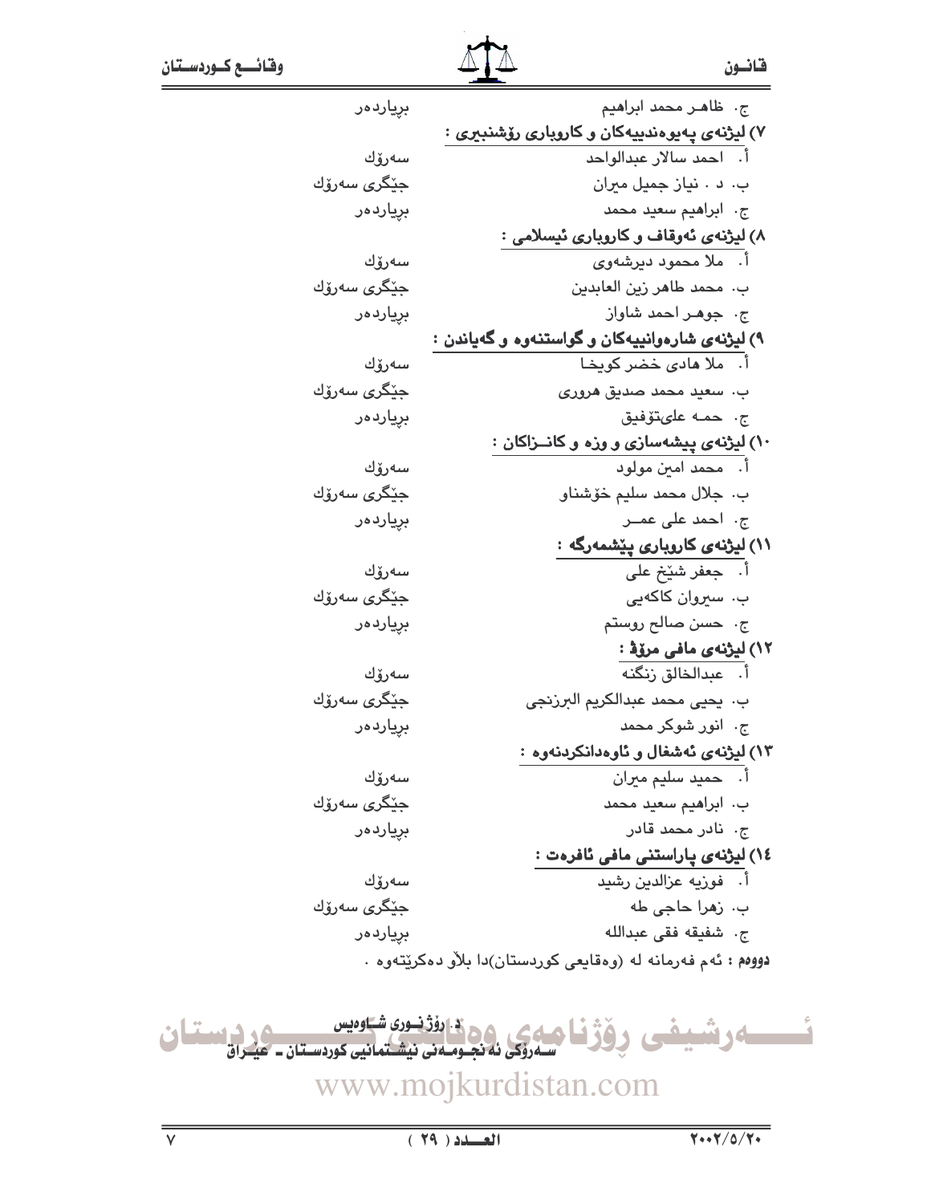ج. ظاهر محمد ابراهیم — بڕیاردەر

**٧) لیژنەی پەیوەندییەکان و کاروباری ڕۆشنبیری :**

أ. احمد سالار عبدالواحد — سەرۆك

ب. د . نیاز جمیل میران — جێگری سەرۆك

ج. ابراهیم سعید محمد — بڕیاردەر

**٨) لیژنەی ئەوقاف و کاروباری ئیسلامی :**

أ. ملا محمود دیرشەوی — سەرۆك

ب. محمد طاهر زین العابدین — جێگری سەرۆك

ج. جوهر احمد شاواز — بڕیاردەر

**٩) لیژنەی شارەوانییەکان و گواستنەوە و گەیاندن :**

أ. ملا هادی خضر کویخا — سەرۆك

ب. سعید محمد صدیق هروری — جێگری سەرۆك

ج. حمە علیتۆفیق — بڕیاردەر

**١٠) لیژنەی پیشەسازی و وزە و کانـزاکان :**

أ. محمد امین مولود — سەرۆك

ب. جلال محمد سلیم خۆشناو — جێگری سەرۆك

ج. احمد علی عمـر — بڕیاردەر

**١١) لیژنەی کاروباری پێشمەرگە :**

أ. جعفر شێخ علی — سەرۆك

ب. سیروان کاکەیی — جێگری سەرۆك

ج. حسن صالح روستم — بڕیاردەر

**١٢) لیژنەی مافی مرۆڤ :**

أ. عبدالخالق زنگنە — سەرۆك

ب. یحیی محمد عبدالکریم البرزنجی — جێگری سەرۆك

ج. انور شوکر محمد — بڕیاردەر

**١٣) لیژنەی ئەشغال و ئاوەدانکردنەوە :**

أ. حمید سلیم میران — سەرۆك

ب. ابراهیم سعید محمد — جێگری سەرۆك

ج. نادر محمد قادر — بڕیاردەر

**١٤) لیژنەی پاراستنی مافی ئافرەت :**

أ. فوزیە عزالدین رشید — سەرۆك

ب. زهرا حاجی طە — جێگری سەرۆك

ج. شفیقە فقی عبدالله — بڕیاردەر

**دووەم :** ئەم فەرمانە لە (وەقایعی کوردستان)دا بلاو دەکرێتەوە .

**د. رۆژنـوری شـاوەیس**
**سـەرۆکی ئە نجـومـەنی نیشـتمانیی کوردسـتان ـ عیـراق**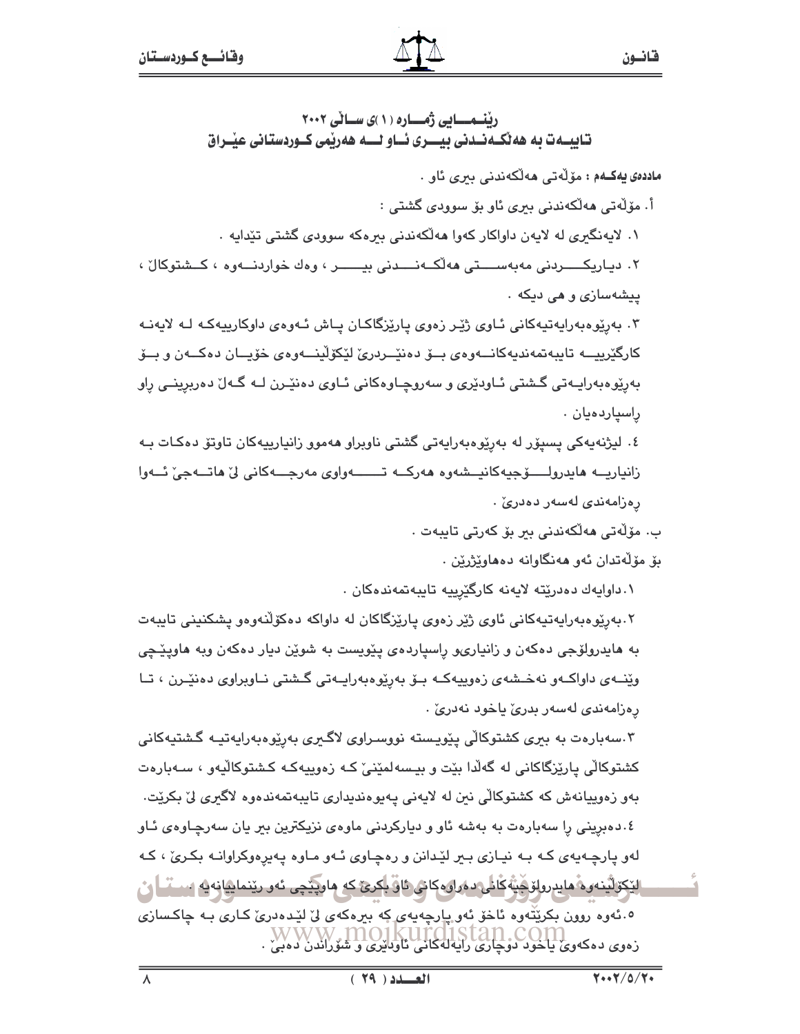## رێنمـــایی ژمـــاره (١)ی ساڵی ٢٠٠٢
## تایبـەت بە هەڵکـەنـدنی بیـری ئـاو لـە هەرێمی کـوردستانی عێـراق

**ماددەی یەکـەم :** مۆڵەتی هەڵکەندنی بیری ئاو .

أ. مۆڵەتی هەڵکەندنی بیری ئاو بۆ سوودی گشتی :

١. لایەنگیری لە لایەن داواکار کەوا هەڵکەندنی بیرەکە سوودی گشتی تێدایە .

٢. دیاریکـردنی مەبەسـتی هەڵکـەنـدنی بیـر ، وەك خواردنـەوە ، کـشتوکاڵ ، پیشەسازی و هی دیکە .

٣. بەڕێوەبەرایەتیەکانی ئـاوی ژێـر زەوی پارێزگاکـان پـاش ئـەوەی داوکارییەکـە لـە لایەنـە کارگێرییـە تایبەتمەندیەکانـەوەی بـۆ دەنێـردرێ لێکۆڵینـەوەی خۆیـان دەکـەن و بـۆ بەڕێوەبەرایـەتی گـشتی ئـاودێری و سەرچـاوەکانی ئـاوی دەنێـرن لـە گـەڵ دەربڕینـی ڕاو ڕاسپاردەیان .

٤. لیژنەیەکی پسپۆر لە بەڕێوەبەرایەتی گشتی ناوبراو هەموو زانیارییەکان تاوتۆ دەکـات بـە زانیاریـە هایدرولـۆجیەکانیـشەوە هەرکـە تـەواوی مەرجـەکانی لێ هاتـەجێ ئـەوا ڕەزامەندی لەسەر دەدرێ .

ب. مۆڵەتی هەڵکەندنی بیر بۆ کەرتی تایبەت .

بۆ مۆڵەتدان ئەو هەنگاوانە دەهاوێژرێن .

١.داوایەك دەدرێتە لایەنە کارگێرییە تایبەتمەندەکان .

٢.بەڕێوەبەرایەتیەکانی ئاوی ژێر زەوی پارێزگاکان لە داواکە دەکۆڵنەوەو پشکنینی تایبەت بە هایدرولۆجی دەکەن و زانیاریو ڕاسپاردەی پێویست بە شوێن دیار دەکەن وبە هاوپێـچی وێنـەی داواکـەو نەخـشەی زەوییەکـە بـۆ بەڕێوەبەرایـەتی گـشتی نـاوبراوی دەنێـرن ، تـا ڕەزامەندی لەسەر بدرێ یاخود نەدرێ .

٣.سەبارەت بە بیری کشتوکاڵی پێویستە نووسـراوی لاگـیری بەڕێوەبەرایەتیـە گـشتیەکانی کشتوکاڵی پارێزگاکانی لە گەڵدا بێت و بیسەلمێنێ کـە زەوییەکـە کشتوکاڵیەو ، سـەبارەت بەو زەوییانەش کە کشتوکاڵی نین لە لایەنی پەیوەندیداری تایبەتمەندەوە لاگیری لێ بکرێت.

٤.دەبڕینی ڕا سەبارەت بە بەشە ئاو و دیارکردنی ماوەی نزیکترین بیر یان سەرچـاوەی ئـاو لەو پارچـەیەی کـە بـە نیـازی بـیر لێدانن و ڕەچـاوی ئـەو مـاوە پەیڕەوکراوانـە بکـرێ ، کـە لێکۆڵینەوە هایدرولۆجیەکانی دەرەوەکانی ئاو بکرێ کە هاوپێچی ئەو ڕێنماییانەیە .

٥.ئەوە ڕوون بکرێتەوە ئاخۆ ئەو پارچەیەی کە بیرەکەی لێ لێدەدرێ کاری بـە چاکسازی زەوی دەکەوێ یاخود دوچاری ڕایەلەکانی ئاودێری و شۆڕاندن دەبێ .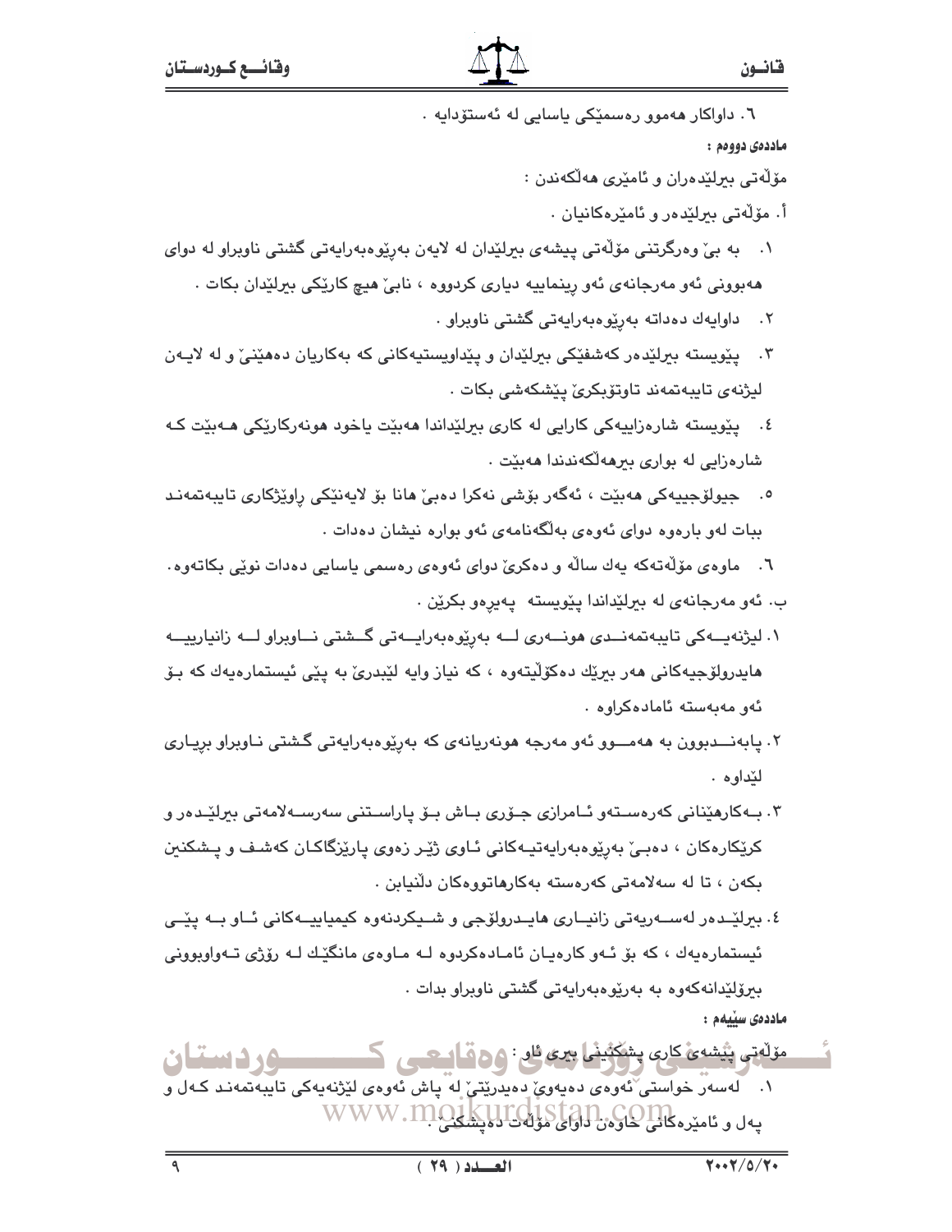٦. داواكار هەموو رەسمێكی یاسایی لە ئەستۆدایە .

**ماددەی دووەم :**

مۆڵەتی بیرلێدەران و ئامێری هەڵكەندن :

أ. مۆڵەتی بیرلێدەر و ئامێرەكانیان .

١. بە بێ وەرگرتنی مۆڵەتی پیشەی بیرلێدان لە لایەن بەڕێوەبەرایەتی گشتی ناوبراو لە دوای هەبوونی ئەو مەرجانەی ئەو ڕینماییە دیاری كردووە ، نابێ هیچ كارێكی بیرلێدان بكات .

٢. داوایەك دەداتە بەڕێوەبەرایەتی گشتی ناوبراو .

٣. پێویستە بیرلێدەر كەشفێكی بیرلێدان و پێداویستیەكانی كە بەكاریان دەهێنێ و لە لایەن لیژنەی تایبەتمەند تاوتۆبكرێ پێشكەشی بكات .

٤. پێویستە شارەزاییەكی كارایی لە كاری بیرلێداندا هەبێت یاخود هونەركارێكی هەبێت كە شارەزایی لە بواری بیرهەڵكەندندا هەبێت .

٥. جیولۆجییەكی هەبێت ، ئەگەر بۆشی نەكرا دەبێ هانا بۆ لایەنێكی ڕاوێژكاری تایبەتمەند ببات لەو بارەوە دوای ئەوەی بەڵگەنامەی ئەو بوارە نیشان دەدات .

٦. ماوەی مۆڵەتەكە یەك ساڵە و دەكرێ دوای ئەوەی رەسمی یاسایی دەدات نوێی بكاتەوە.

ب. ئەو مەرجانەی لە بیرلێداندا پێویستە پەیرەو بكرێن .

١. لیژنەیەكی تایبەتمەندی هونەری لە بەڕێوەبەرایەتی گشتی ناوبراو لە زانیارییە هایدرولۆجیەكانی هەر بیرێك دەكۆڵێتەوە ، كە نیاز وایە لێبدرێ بە پێی ئیستمارەیەك كە بۆ ئەو مەبەستە ئامادەكراوە .

٢. پابەندبوون بە هەموو ئەو مەرجە هونەریانەی كە بەڕێوەبەرایەتی گشتی ناوبراو بڕیاری لێداوە .

٣. بەكارهێنانی كەرەستەو ئامرازی جۆری باش بۆ پاراستنی سەرسەلامەتی بیرلێدەر و كرێكارەكان ، دەبێ بەڕێوەبەرایەتیەكانی ئاوی ژێر زەوی پارێزگاكان كەشف و پشكنین بكەن ، تا لە سەلامەتی كەرەستە بەكارهاتووەكان دڵنیابن .

٤. بیرلێدەر لەسەریەتی زانیاری هایدرولۆجی و شیكردنەوە كیمیاییەكانی ئاو بە پێی ئیستمارەیەك ، كە بۆ ئەو كارەیان ئامادەكردوە لە ماوەی مانگێك لە رۆژی تەواوبوونی بیرلێدانەكەوە بە بەڕێوەبەرایەتی گشتی ناوبراو بدات .

**ماددەی سێیەم :**

مۆڵەتی پیشەی كاری پشكنینی بیری ئاو :

١. لەسەر خواستی ئەوەی دەیەوێ دەیدرێتێ لە پاش ئەوەی لێژنەیەكی تایبەتمەند كەل و پەل و ئامێرەكانی خاوەن داوای مۆڵەت دەپشكنێ .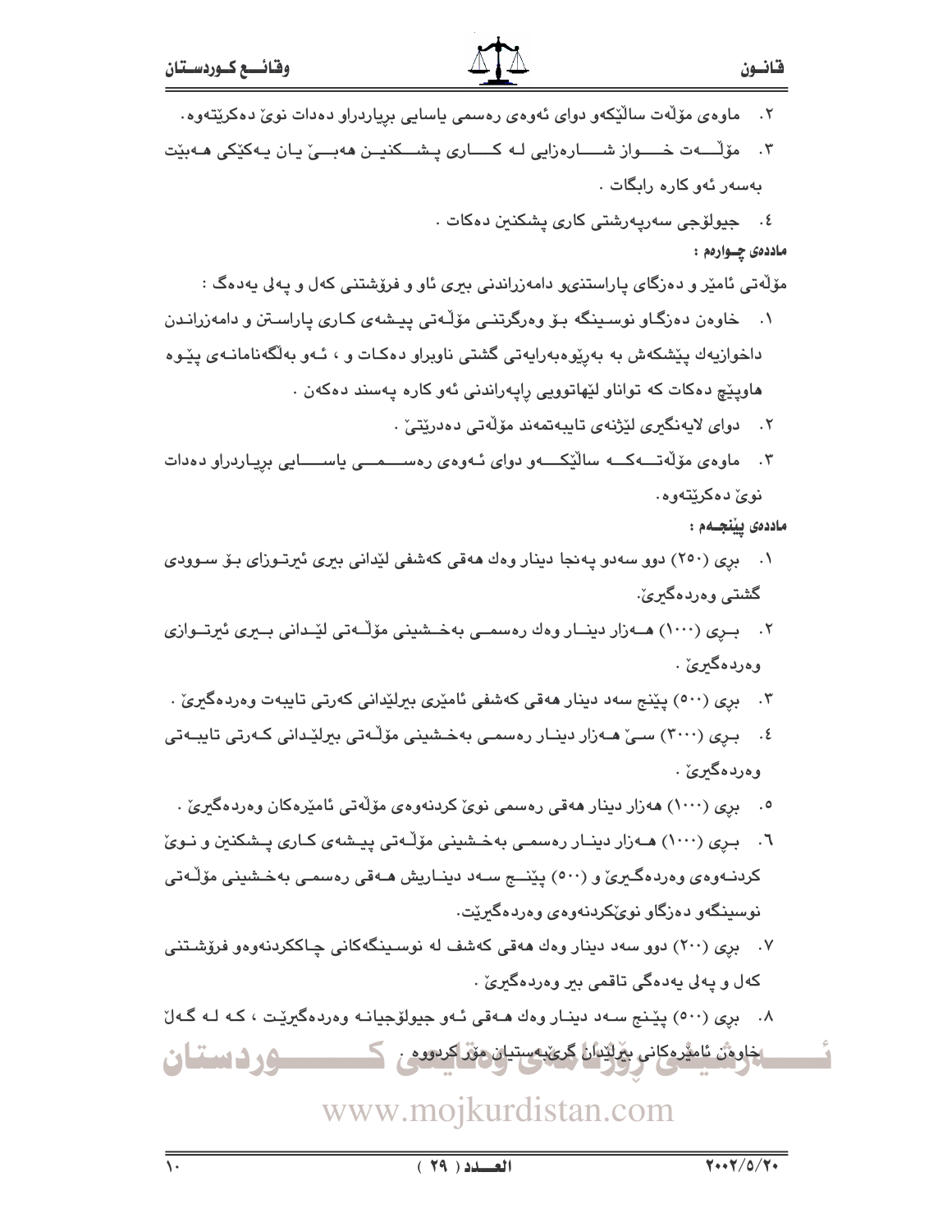٢. ماوەی مۆڵەت ساڵێکەو دوای ئەوەی رەسمی یاسایی بڕیاردراو دەدات نوێ دەکرێتەوە.

٣. مۆڵەت خوازی شارەزایی لە کاری پشکنین هەبێ یان یەکێکی هەبێت بەسەر ئەو کارە رابگات .

٤. جیولۆجی سەرپەرشتی کاری پشکنین دەکات .

**ماددەی چوارەم :**

مۆڵەتی ئامێر و دەزگای پاراستنیو دامەزراندنی بیری ئاو و فرۆشتنی کەل و پەلی یەدەگ :

١. خاوەن دەزگاو نوسینگە بۆ وەرگرتنی مۆڵەتی پیشەی کاری پاراستن و دامەزراندن داخوازیەك پێشکەش بە بەڕێوەبەرایەتی گشتی ناوبراو دەکات و ، ئەو بەڵگەنامانەی پێوە هاوپێچ دەکات کە تواناو لێهاتوویی راپەراندنی ئەو کارە پەسند دەکەن .

٢. دوای لایەنگیری لێژنەی تایبەتمەند مۆڵەتی دەدرێتێ .

٣. ماوەی مۆڵەتەکە ساڵێکەو دوای ئەوەی رەسمی یاسایی بڕیاردراو دەدات نوێ دەکرێتەوە.

**ماددەی پێنجەم :**

١. بڕی (٢٥٠) دوو سەدو پەنجا دینار وەك هەقی کەشفی لێدانی بیری ئیرتوزای بۆ سوودی گشتی وەردەگیرێ.

٢. بڕی (١٠٠٠) هەزار دینار وەك رەسمی بەخشینی مۆڵەتی لێدانی بیری ئیرتوازی وەردەگیرێ .

٣. بڕی (٥٠٠) پێنج سەد دینار هەقی کەشفی ئامێری بیرلێدانی کەرتی تایبەت وەردەگیرێ .

٤. بڕی (٣٠٠٠) سێ هەزار دینار رەسمی بەخشینی مۆڵەتی بیرلێدانی کەرتی تایبەتی وەردەگیرێ .

٥. بڕی (١٠٠٠) هەزار دینار هەقی رەسمی نوێ کردنەوەی مۆڵەتی ئامێرەکان وەردەگیرێ .

٦. بڕی (١٠٠٠) هەزار دینار رەسمی بەخشینی مۆڵەتی پیشەی کاری پشکنین و نوێ کردنەوەی وەردەگیرێ و (٥٠٠) پێنج سەد دیناریش هەقی رەسمی بەخشینی مۆڵەتی نوسینگەو دەزگاو نوێکردنەوەی وەردەگیرێت.

٧. بڕی (٢٠٠) دوو سەد دینار وەك هەقی کەشف لە نوسینگەکانی چاککردنەوەو فرۆشتنی کەل و پەلی یەدەگی تاقمی بیر وەردەگیرێ .

٨. بڕی (٥٠٠) پێنج سەد دینار وەك هەقی ئەو جیولۆجیانە وەردەگیرێت ، کە لە گەڵ خاوەن ئامێرەکانی بیرلێدان گرێبەستیان مۆر کردووە .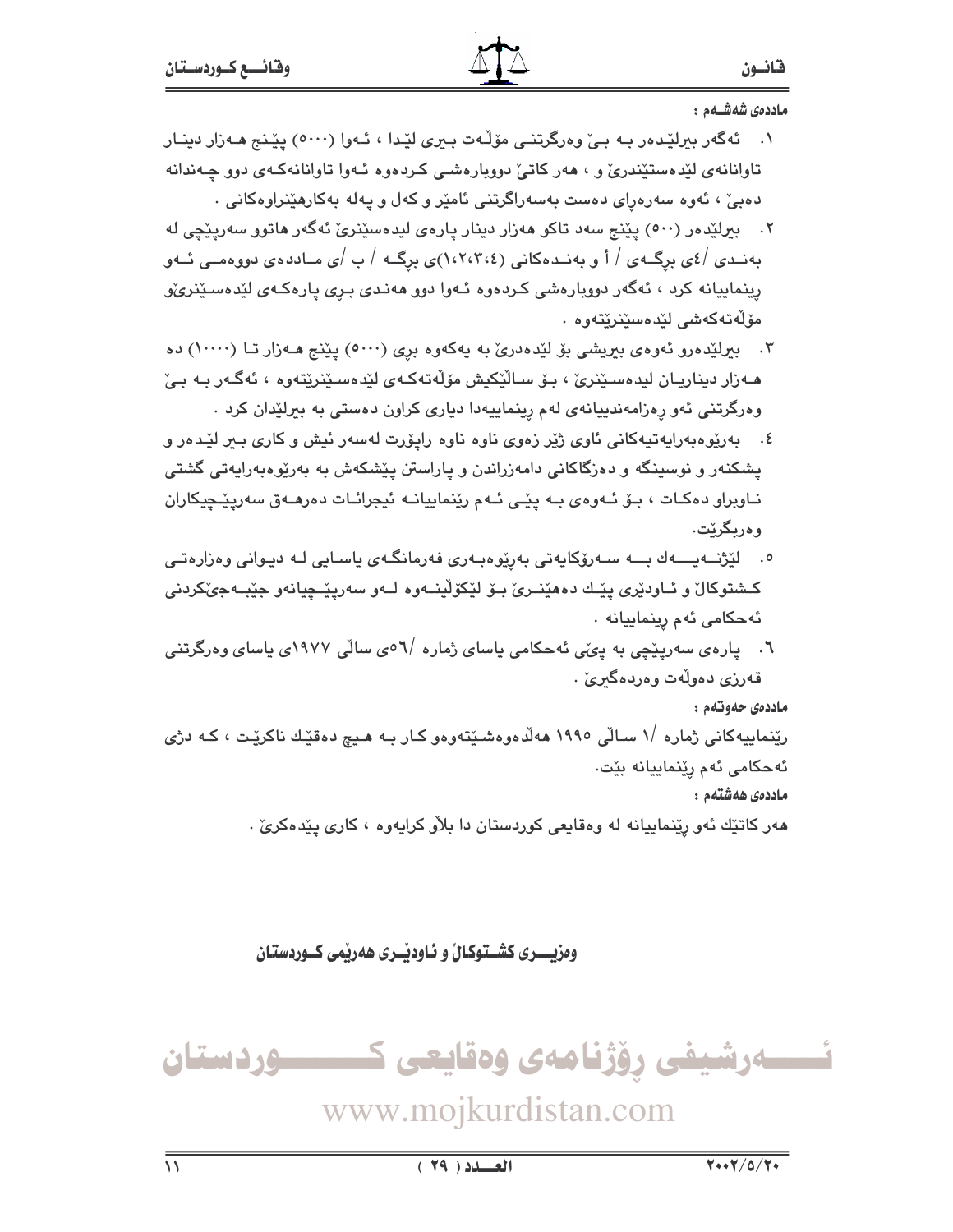ماددەی شەشەم :

١. ئەگەر بیرلێدەر بە بێ وەرگرتنی مۆڵەت بیری لێدا ، ئەوا (٥٠٠٠) پێنج هەزار دینار تاوانانەی لێدەستێندرێ و ، هەر کاتێ دووبارەشی کردەوە ئەوا تاوانانەکەی دوو چەندانە دەبێ ، ئەوە سەرەڕای دەست بەسەراگرتنی ئامێر و کەل و پەلە بەکارهێنراوەکانی .

٢. بیرلێدەر (٥٠٠) پێنج سەد تاکو هەزار دینار پارەی لیدەسێنرێ ئەگەر هاتوو سەرپێچی لە بەندی /٤ی برگەی / أ و بەندەکانی (١،٢،٣،٤)ی برگە / ب /ی ماددەی دووەمی ئەو رینماییانە کرد ، ئەگەر دووبارەشی کردەوە ئەوا دوو هەندی بری پارەکەی لێدەسێنرێو مۆڵەتەکەشی لێدەسێنرێتەوە .

٣. بیرلێدەرو ئەوەی بیریشی بۆ لێدەدرێ بە یەکەوە بری (٥٠٠٠) پێنج هەزار تا (١٠٠٠٠) دە هەزار دیناریان لیدەسێنرێ ، بۆ ساڵێکیش مۆڵەتەکەی لێدەسێنرێتەوە ، ئەگەر بە بێ وەرگرتنی ئەو رەزامەندییانەی لەم رینماییەدا دیاری کراون دەستی بە بیرلێدان کرد .

٤. بەرێوەبەرایەتیەکانی ئاوی ژێر زەوی ناوە ناوە راپۆرت لەسەر ئیش و کاری بیر لێدەر و پشکنەر و نوسینگە و دەزگاکانی دامەزراندن و پاراستن پێشکەش بە بەرێوەبەرایەتی گشتی ناوبراو دەکات ، بۆ ئەوەی بە پێی ئەم رێنماییانە ئیجرائات دەرهەق سەرپێچیکاران وەربگرێت.

٥. لێژنەیەک بە سەرۆکایەتی بەرێوەبەری فەرمانگەی یاسایی لە دیوانی وەزارەتی کشتوکاڵ و ئاودێری پێک دەهێنرێ بۆ لێکۆڵینەوە لەو سەرپێچیانەو جێبەجێکردنی ئەحکامی ئەم رینماییانە .

٦. پارەی سەرپێچی بە پێی ئەحکامی یاسای ژمارە /٥٦ی ساڵی ١٩٧٧ی یاسای وەرگرتنی قەرزی دەوڵەت وەردەگیرێ .

ماددەی حەوتەم :

رێنماییەکانی ژمارە /١ ساڵی ١٩٩٥ هەڵدەوەشێتەوەو کار بە هیچ دەقێك ناکرێت ، کە دژی ئەحکامی ئەم رێنماییانە بێت.

ماددەی هەشتەم :

هەر کاتێك ئەو رێنماییانە لە وەقایعی کوردستان دا بلاو کرایەوە ، کاری پێدەکرێ .

**وەزیری کشتوکاڵ و ئاودێری هەرێمی کوردستان**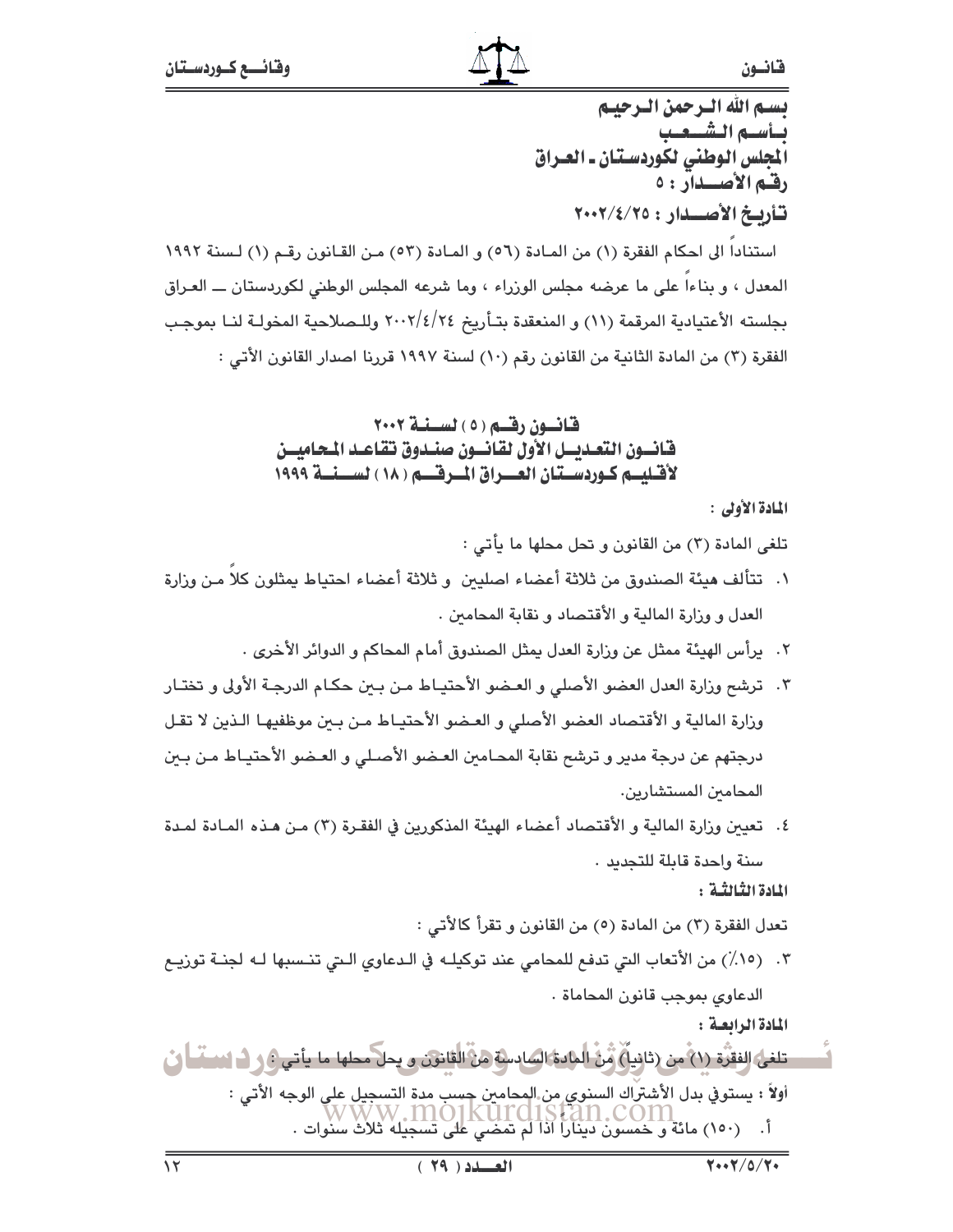بسم الله الرحمن الرحيم
بأسم الشعب
المجلس الوطني لكوردستان ـ العراق
رقم الأصدار : ٥
تأريخ الأصدار : ٢٠٠٢/٤/٢٥

استناداً الى احكام الفقرة (١) من المادة (٥٦) و المادة (٥٣) من القانون رقم (١) لسنة ١٩٩٢ المعدل ، و بناءاً على ما عرضه مجلس الوزراء ، وما شرعه المجلس الوطني لكوردستان ــ العراق بجلسته الأعتيادية المرقمة (١١) و المنعقدة بتأريخ ٢٠٠٢/٤/٢٤ وللصلاحية المخولة لنا بموجب الفقرة (٣) من المادة الثانية من القانون رقم (١٠) لسنة ١٩٩٧ قررنا اصدار القانون الأتي :

## قانون رقم (٥) لسنة ٢٠٠٢
## قانون التعديل الأول لقانون صندوق تقاعد المحامين لأقليم كوردستان العراق المرقم (١٨) لسنة ١٩٩٩

**المادة الأولى :**

تلغى المادة (٣) من القانون و تحل محلها ما يأتي :

١. تتألف هيئة الصندوق من ثلاثة أعضاء اصليين و ثلاثة أعضاء احتياط يمثلون كلاً من وزارة العدل و وزارة المالية و الأقتصاد و نقابة المحامين .
٢. يرأس الهيئة ممثل عن وزارة العدل يمثل الصندوق أمام المحاكم و الدوائر الأخرى .
٣. ترشح وزارة العدل العضو الأصلي و العضو الأحتياط من بين حكام الدرجة الأولى و تختار وزارة المالية و الأقتصاد العضو الأصلي و العضو الأحتياط من بين موظفيها الذين لا تقل درجتهم عن درجة مدير و ترشح نقابة المحامين العضو الأصلي و العضو الأحتياط من بين المحامين المستشارين.
٤. تعين وزارة المالية و الأقتصاد أعضاء الهيئة المذكورين في الفقرة (٣) من هذه المادة لمدة سنة واحدة قابلة للتجديد .

**المادة الثالثة :**

تعدل الفقرة (٣) من المادة (٥) من القانون و تقرأ كالأتي :

٣. (١٥٪) من الأتعاب التي تدفع للمحامي عند توكيله في الدعاوي التي تنسبها له لجنة توزيع الدعاوي بموجب قانون المحاماة .

**المادة الرابعة :**

تلغى الفقرة (١) من (ثانياً) من المادة السادسة من القانون و يحل محلها ما يأتي :

أولاً : يستوفي بدل الأشتراك السنوي من المحامين حسب مدة التسجيل على الوجه الأتي :

أ. (١٥٠) مائة و خمسون ديناراً اذا لم تمضي على تسجيله ثلاث سنوات .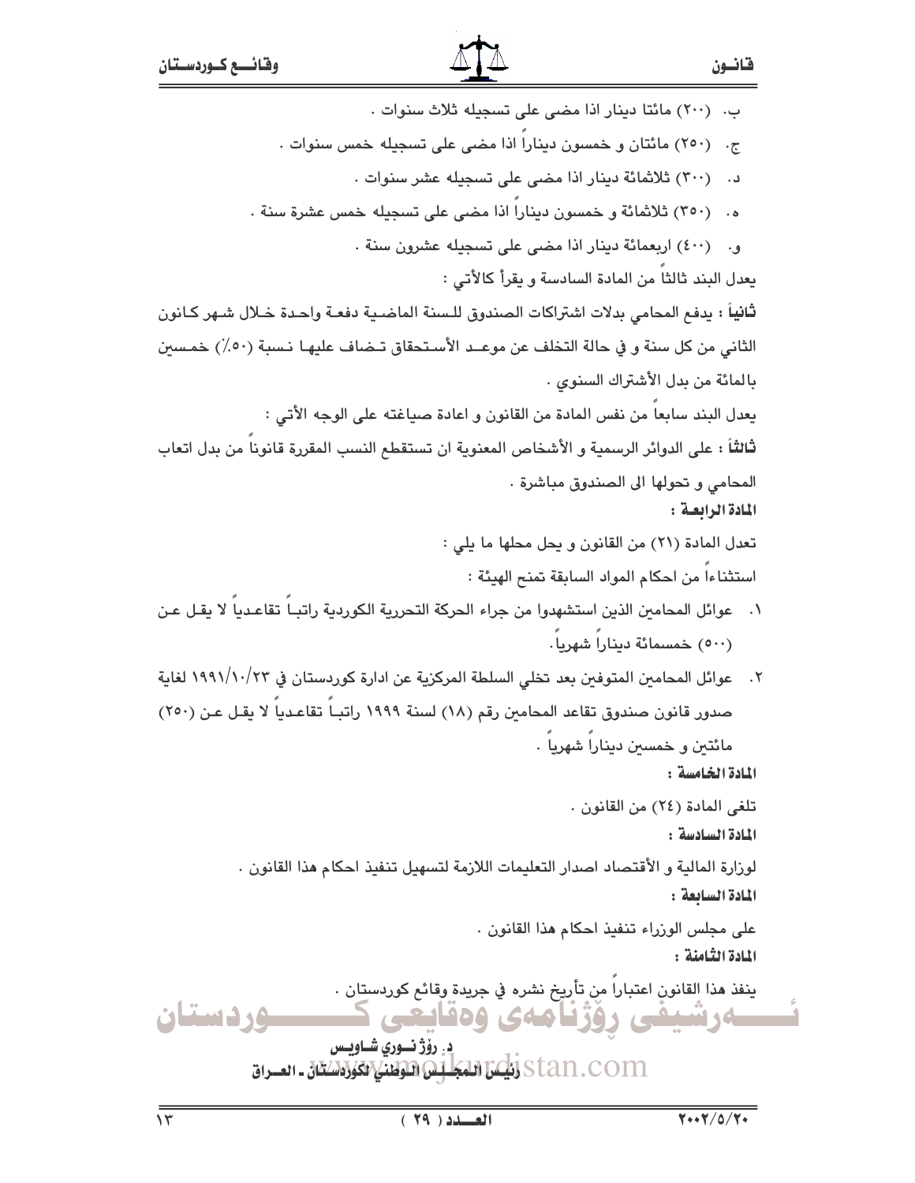ب. (٢٠٠) مائتا دينار اذا مضى على تسجيله ثلاث سنوات .

ج. (٢٥٠) مائتان و خمسون ديناراً اذا مضى على تسجيله خمس سنوات .

د. (٣٠٠) ثلاثمائة دينار اذا مضى على تسجيله عشر سنوات .

ه. (٣٥٠) ثلاثمائة و خمسون ديناراً اذا مضى على تسجيله خمس عشرة سنة .

و. (٤٠٠) اربعمائة دينار اذا مضى على تسجيله عشرون سنة .

يعدل البند ثالثاً من المادة السادسة و يقرأ كالأتي :

**ثانياً** : يدفع المحامي بدلات اشتراكات الصندوق للسنة الماضية دفعة واحدة خلال شهر كانون الثاني من كل سنة و في حالة التخلف عن موعد الأستحقاق تضاف عليها نسبة (٥٠٪) خمسين بالمائة من بدل الأشتراك السنوي .

يعدل البند سابعاً من نفس المادة من القانون و اعادة صياغته على الوجه الأتي :

**ثالثاً** : على الدوائر الرسمية و الأشخاص المعنوية ان تستقطع النسب المقررة قانوناً من بدل اتعاب المحامي و تحولها الى الصندوق مباشرة .

**المادة الرابعة :**

تعدل المادة (٢١) من القانون و يحل محلها ما يلي :

استثناءاً من احكام المواد السابقة تمنح الهيئة :

١. عوائل المحامين الذين استشهدوا من جراء الحركة التحررية الكوردية راتباً تقاعدياً لا يقل عن (٥٠٠) خمسمائة ديناراً شهرياً.

٢. عوائل المحامين المتوفين بعد تخلي السلطة المركزية عن ادارة كوردستان في ١٩٩١/١٠/٢٣ لغاية صدور قانون صندوق تقاعد المحامين رقم (١٨) لسنة ١٩٩٩ راتباً تقاعدياً لا يقل عن (٢٥٠) مائتين و خمسين ديناراً شهرياً .

**المادة الخامسة :**

تلغى المادة (٢٤) من القانون .

**المادة السادسة :**

لوزارة المالية و الأقتصاد اصدار التعليمات اللازمة لتسهيل تنفيذ احكام هذا القانون .

**المادة السابعة :**

على مجلس الوزراء تنفيذ احكام هذا القانون .

**المادة الثامنة :**

ينفذ هذا القانون اعتباراً من تأريخ نشره في جريدة وقائع كوردستان .

**د. رؤژ نوري شاويس**

**رئيس المجلس الوطني لكوردستان ـ العراق**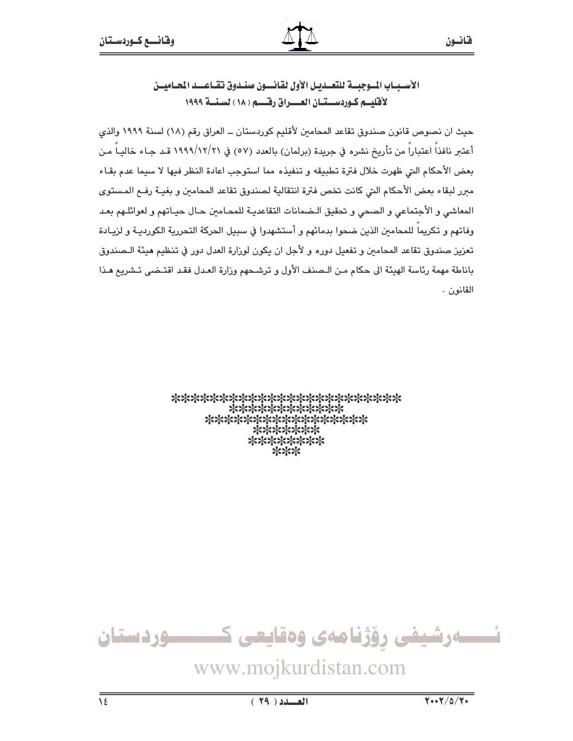## الأسباب الموجبة للتعديل الأول لقانون صندوق تقاعد المحامين لأقليم كوردستان العراق رقم (١٨) لسنة ١٩٩٩

حيث ان نصوص قانون صندوق تقاعد المحامين لأقليم كوردستان ـ العراق رقم (١٨) لسنة ١٩٩٩ والذي أعتبر نافذاً اعتباراً من تأريخ نشره في جريدة (برلمان) بالعدد (٥٧) في ١٩٩٩/١٢/٢١ قد جاء خالياً من بعض الأحكام التي ظهرت خلال فترة تطبيقه و تنفيذه مما استوجب اعادة النظر فيها لا سيما عدم بقاء مبرر لبقاء بعض الأحكام التي كانت تخص فترة انتقالية لصندوق تقاعد المحامين و بغية رفع المستوى المعاشي و الأجتماعي و الصحي و تحقيق الضمانات التقاعدية للمحامين حال حياتهم و لعوائلهم بعد وفاتهم و تكريماً للمحامين الذين ضحوا بدمائهم و أستشهدوا في سبيل الحركة التحررية الكوردية و لزيادة تعزيز صندوق تقاعد المحامين و تفعيل دوره و لأجل ان يكون لوزارة العدل دور في تنظيم هيئة الصندوق باناطة مهمة رئاسة الهيئة الى حكام من الصنف الأول و ترشحهم وزارة العدل فقد اقتضى تشريع هذا القانون .

*************************
*************
*****************
*******
********
***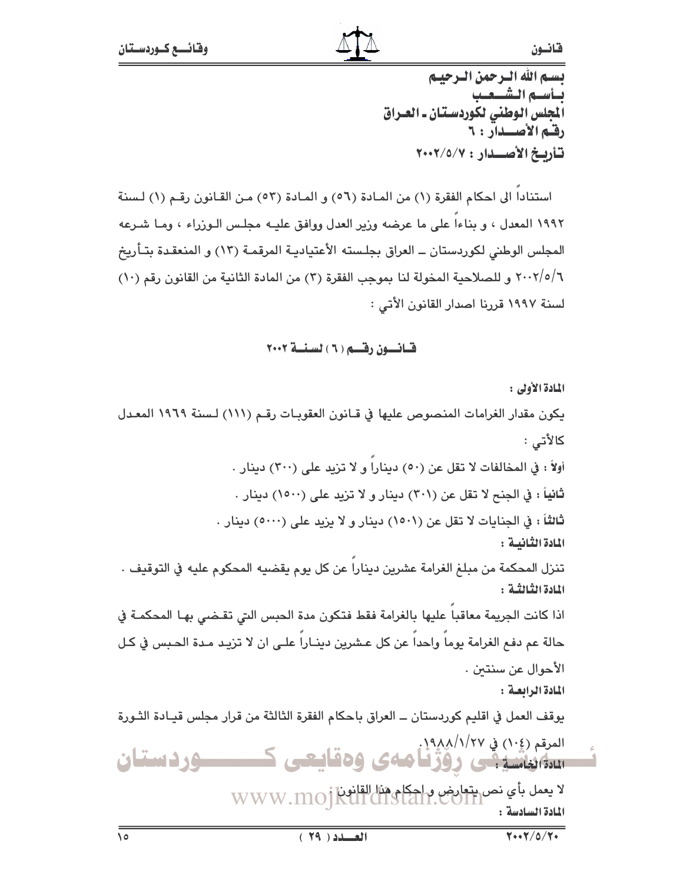بسم الله الرحمن الرحيم
بأسم الشعب
المجلس الوطني لكوردستان ـ العراق
رقم الأصدار : ٦
تأريخ الأصدار : ٢٠٠٢/٥/٧

استناداً الى احكام الفقرة (١) من المادة (٥٦) و المادة (٥٣) من القانون رقم (١) لسنة ١٩٩٢ المعدل ، و بناءاً على ما عرضه وزير العدل ووافق عليه مجلس الوزراء ، وما شرعه المجلس الوطني لكوردستان ـ العراق بجلسته الأعتيادية المرقمة (١٣) و المنعقدة بتأريخ ٢٠٠٢/٥/٦ و للصلاحية المخولة لنا بموجب الفقرة (٣) من المادة الثانية من القانون رقم (١٠) لسنة ١٩٩٧ قررنا اصدار القانون الأتي :

## قانون رقم ( ٦ ) لسنة ٢٠٠٢

**المادة الأولى :**

يكون مقدار الغرامات المنصوص عليها في قانون العقوبات رقم (١١١) لسنة ١٩٦٩ المعدل كالأتي :

**أولاً :** في المخالفات لا تقل عن (٥٠) ديناراً و لا تزيد على (٣٠٠) دينار .

**ثانياً :** في الجنح لا تقل عن (٣٠١) دينار و لا تزيد على (١٥٠٠) دينار .

**ثالثاً :** في الجنايات لا تقل عن (١٥٠١) دينار و لا يزيد على (٥٠٠٠) دينار .

**المادة الثانية :**

تنزل المحكمة من مبلغ الغرامة عشرين ديناراً عن كل يوم يقضيه المحكوم عليه في التوقيف .

**المادة الثالثة :**

اذا كانت الجريمة معاقباً عليها بالغرامة فقط فتكون مدة الحبس التي تقضي بها المحكمة في حالة عم دفع الغرامة يوماً واحداً عن كل عشرين ديناراً على ان لا تزيد مدة الحبس في كل الأحوال عن سنتين .

**المادة الرابعة :**

يوقف العمل في اقليم كوردستان ـ العراق باحكام الفقرة الثالثة من قرار مجلس قيادة الثورة المرقم (١٠٤) في ١٩٨٨/١/٢٧.

**المادة الخامسة :**

لا يعمل بأي نص يتعارض و احكام هذا القانون .

**المادة السادسة :**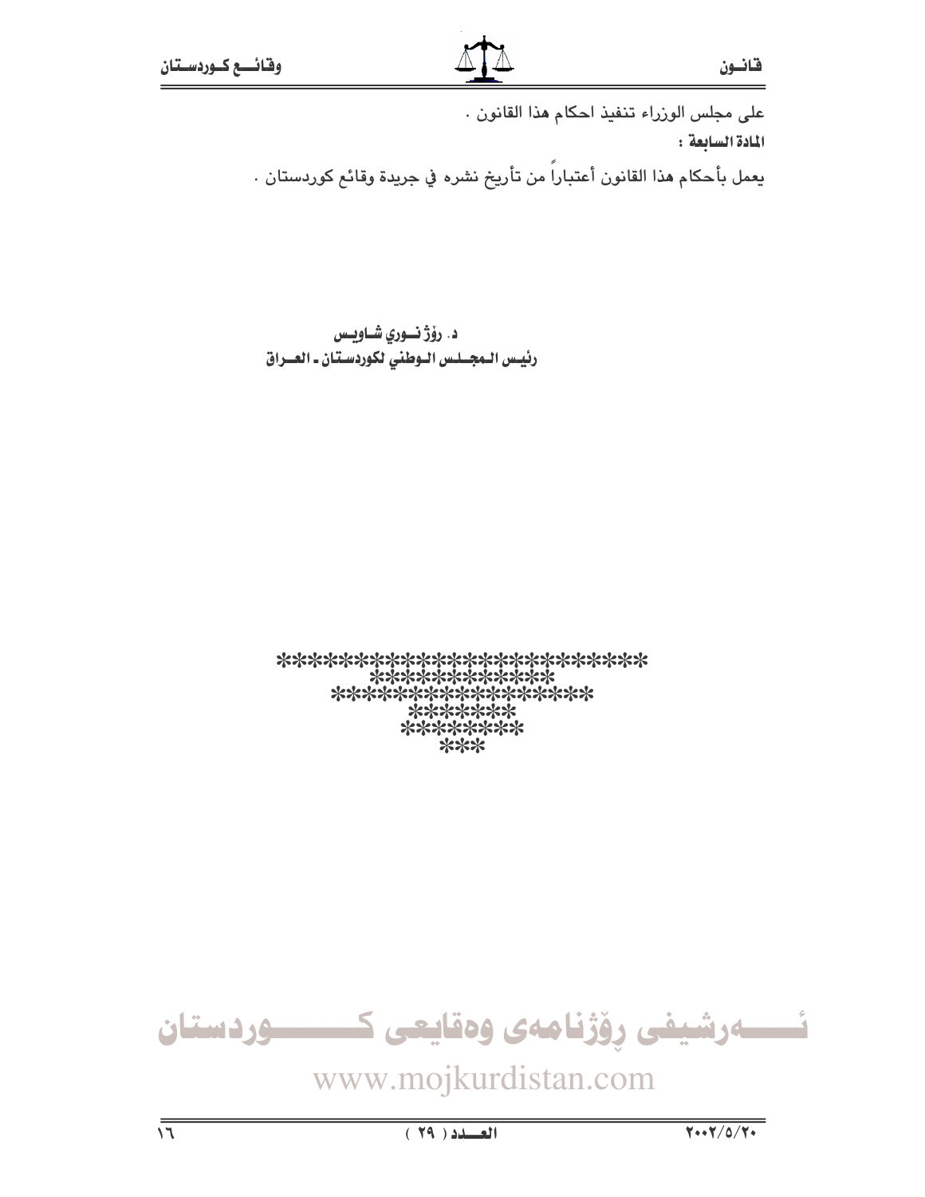على مجلس الوزراء تنفيذ احكام هذا القانون .

**المادة السابعة :**

يعمل بأحكام هذا القانون أعتباراً من تأريخ نشره في جريدة وقائع كوردستان .

**د. رۆژ نــوري شــاويـس**
**رئيـس الـمجـلـس الـوطني لكوردسـتان ـ العــراق**

*************************
*************
******************
*******
********
***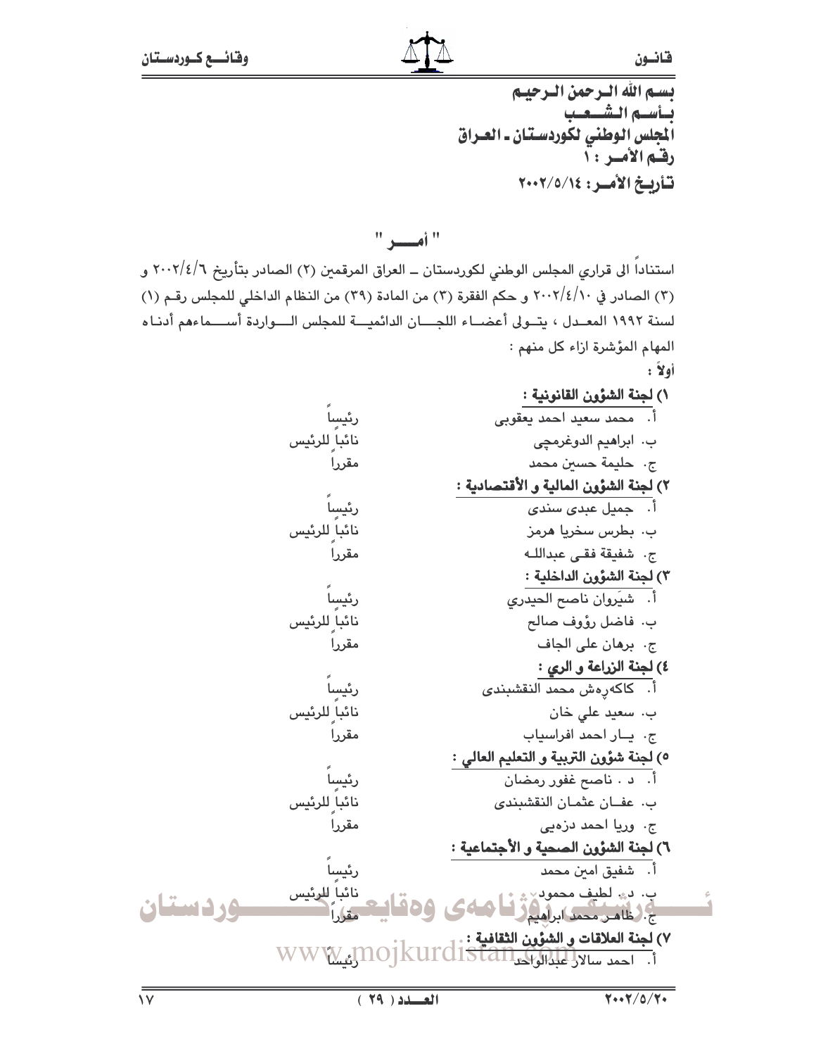بسم الله الرحمن الرحيم
بأسم الشعب
المجلس الوطني لكوردستان ـ العراق
رقم الأمر : ١
تأريخ الأمر: ٢٠٠٢/٥/١٤

## " أمـــر "

استناداً الى قراري المجلس الوطني لكوردستان ـ العراق المرقمين (٢) الصادر بتأريخ ٢٠٠٢/٤/٦ و (٣) الصادر في ٢٠٠٢/٤/١٠ و حكم الفقرة (٣) من المادة (٣٩) من النظام الداخلي للمجلس رقم (١) لسنة ١٩٩٢ المعدل ، يتولى أعضاء اللجان الدائمية للمجلس الواردة أسماءهم أدناه المهام المؤشرة ازاء كل منهم :

أولاً :

١) لجنة الشؤون القانونية :

| | |
|---|---|
| أ. محمد سعيد احمد يعقوبى | رئيساً |
| ب. ابراهيم الدوغرمچى | نائباً للرئيس |
| ج. حليمة حسين محمد | مقرراً |

٢) لجنة الشؤون المالية و الأقتصادية :

| | |
|---|---|
| أ. جميل عبدى سندى | رئيساً |
| ب. بطرس سخريا هرمز | نائباً للرئيس |
| ج. شفيقة فقى عبدالله | مقرراً |

٣) لجنة الشؤون الداخلية :

| | |
|---|---|
| أ. شيَروان ناصح الحيدري | رئيساً |
| ب. فاضل رؤوف صالح | نائباً للرئيس |
| ج. برهان على الجاف | مقرراً |

٤) لجنة الزراعة و الري :

| | |
|---|---|
| أ. كاكەرەش محمد النقشبندى | رئيساً |
| ب. سعيد علي خان | نائباً للرئيس |
| ج. يـار احمد افراسياب | مقرراً |

٥) لجنة شؤون التربية و التعليم العالي :

| | |
|---|---|
| أ. د . ناصح غفور رمضان | رئيساً |
| ب. عفـان عثمـان النقشبندى | نائباً للرئيس |
| ج. وريا احمد دزەيى | مقرراً |

٦) لجنة الشؤون الصحية و الأجتماعية :

| | |
|---|---|
| أ. شفيق امين محمد | رئيساً |
| ب. د. لطيف محمود | نائباً للرئيس |
| ج. ظاهر محمد ابراهيم | مقرراً |

٧) لجنة العلاقات و الشؤون الثقافية :

| | |
|---|---|
| أ. احمد سالار عبدالواحد | رئيساً |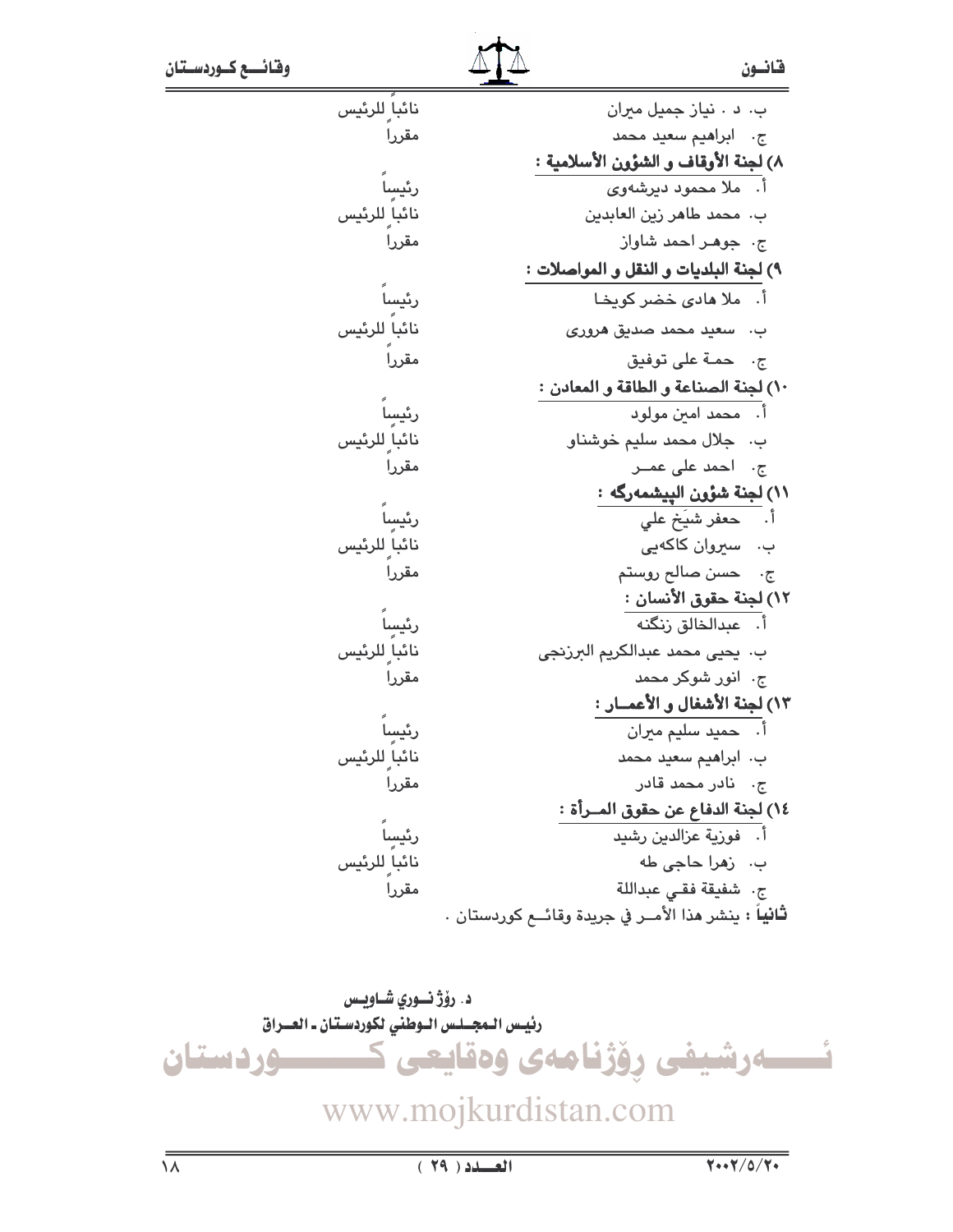| | |
|---|---|
| ب. د . نياز جميل ميران | نائباً للرئيس |
| ج. ابراهيم سعيد محمد | مقرراً |

**٨) لجنة الأوقاف و الشؤون الأسلامية :**

| | |
|---|---|
| أ. ملا محمود ديرشەوى | رئيساً |
| ب. محمد طاهر زين العابدين | نائباً للرئيس |
| ج. جوهـر احمد شاواز | مقرراً |

**٩) لجنة البلديات و النقل و المواصلات :**

| | |
|---|---|
| أ. ملا هادى خضر كويخـا | رئيساً |
| ب. سعيد محمد صديق هرورى | نائباً للرئيس |
| ج. حمـة على توفيق | مقرراً |

**١٠) لجنة الصناعة و الطاقة و المعادن :**

| | |
|---|---|
| أ. محمد امين مولود | رئيساً |
| ب. جلال محمد سليم خوشناو | نائباً للرئيس |
| ج. احمد على عمــر | مقرراً |

**١١) لجنة شؤون البيشمەرگە :**

| | |
|---|---|
| أ. جعفر شيَخ علي | رئيساً |
| ب. سيروان كاكەيى | نائباً للرئيس |
| ج. حسن صالح روستم | مقرراً |

**١٢) لجنة حقوق الأنسان :**

| | |
|---|---|
| أ. عبدالخالق زنگنە | رئيساً |
| ب. يحيى محمد عبدالكريم البرزنجى | نائباً للرئيس |
| ج. انور شوكر محمد | مقرراً |

**١٣) لجنة الأشغال و الأعمــار :**

| | |
|---|---|
| أ. حميد سليم ميران | رئيساً |
| ب. ابراهيم سعيد محمد | نائباً للرئيس |
| ج. نادر محمد قادر | مقرراً |

**١٤) لجنة الدفاع عن حقوق المــرأة :**

| | |
|---|---|
| أ. فوزية عزالدين رشيد | رئيساً |
| ب. زهرا حاجى طه | نائباً للرئيس |
| ج. شفيقة فقـي عبداللة | مقرراً |

**ثانياً :** ينشر هذا الأمــر في جريدة وقائــع كوردستان .

**د. رۆژ نــوري شـاويـس**
**رئيـس الـمجـلـس الـوطني لكوردسـتان ـ العــراق**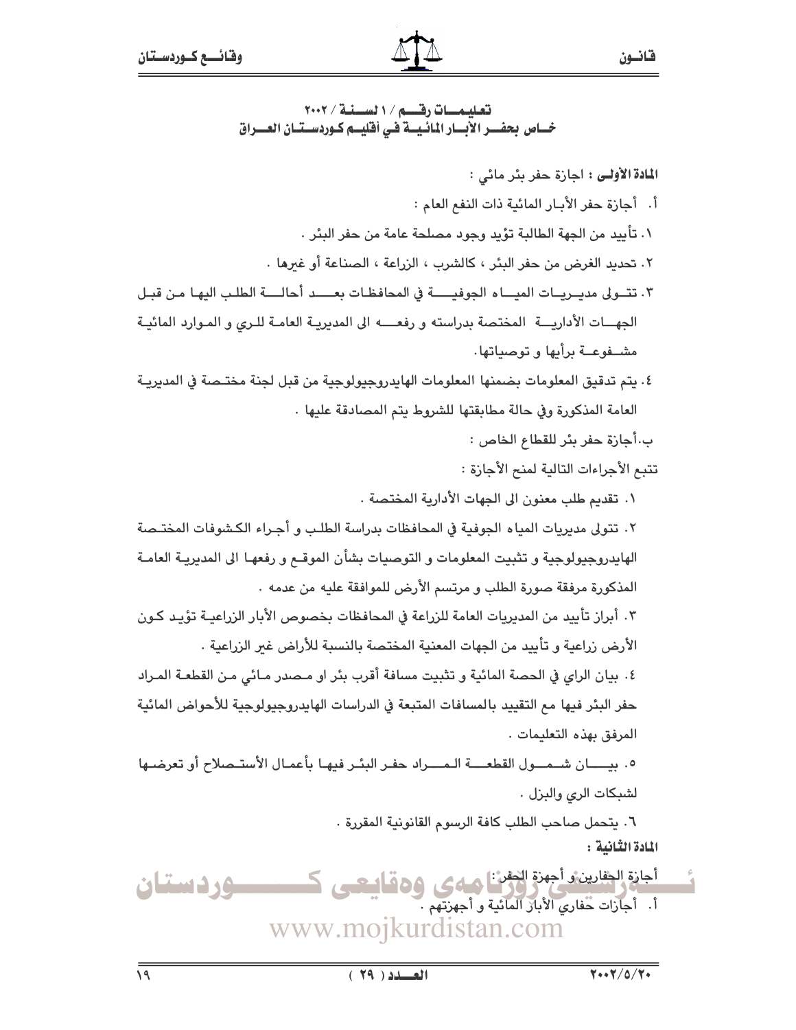## تعليمات رقم / ١ لسنة / ٢٠٠٢
## خاص بحفر الأبار المائية في أقليم كوردستان العراق

**المادة الأولى :** اجازة حفر بئر مائي :

أ. أجازة حفر الأبـار المائية ذات النفع العام :

١. تأييد من الجهة الطالبة تؤيد وجود مصلحة عامة من حفر البئر .

٢. تحديد الغرض من حفر البئر ، كالشرب ، الزراعة ، الصناعة أو غيرها .

٣. تتـولى مديـريـات الميـاه الجوفيـة في المحافظات بعـد أحالـة الطلب اليها مـن قبـل الجهـات الأداريـة المختصة بدراسته و رفعـه الى المديرية العامة للـري و المـوارد المائيـة مشـفوعـة برأيها و توصياتها.

٤. يتم تدقيق المعلومات بضمنها المعلومات الهايدروجيولوجية من قبل لجنة مختصة في المديرية العامة المذكورة وفي حالة مطابقتها للشروط يتم المصادقة عليها .

ب.أجازة حفر بئر للقطاع الخاص :

تتبع الأجراءات التالية لمنح الأجازة :

١. تقديم طلب معنون الى الجهات الأدارية المختصة .

٢. تتولى مديريات المياه الجوفية في المحافظات بدراسة الطلب و أجراء الكشوفات المختصة الهايدروجيولوجية و تثبيت المعلومات و التوصيات بشأن الموقع و رفعها الى المديرية العامة المذكورة مرفقة صورة الطلب و مرتسم الأرض للموافقة عليه من عدمه .

٣. أبراز تأييد من المديريات العامة للزراعة في المحافظات بخصوص الأبار الزراعية تؤيد كون الأرض زراعية و تأييد من الجهات المعنية المختصة بالنسبة للأراض غير الزراعية .

٤. بيان الراي في الحصة المائية و تثبيت مسافة أقرب بئر او مصدر مائي من القطعة المراد حفر البئر فيها مع التقييد بالمسافات المتبعة في الدراسات الهايدروجيولوجية للأحواض المائية المرفق بهذه التعليمات .

٥. بيـان شـمـول القطعـة المـراد حفـر البئـر فيهـا بأعمـال الأستـصلاح أو تعرضـها لشبكات الري والبزل .

٦. يتحمل صاحب الطلب كافة الرسوم القانونية المقررة .

**المادة الثانية :**

أجازة الحفارين و أجهزة الحفر :

أ. أجازات حفاري الأبار المائية و أجهزتهم .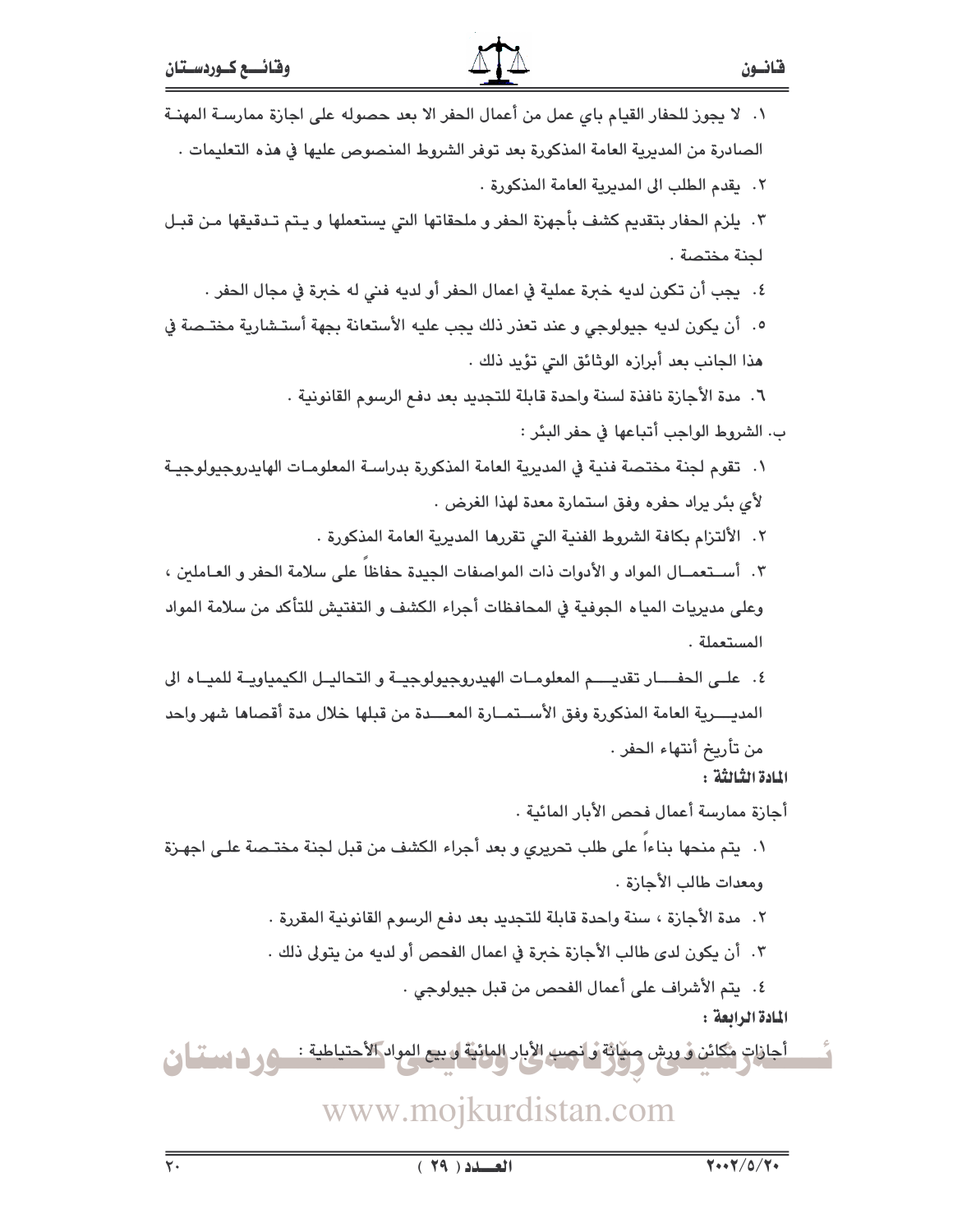١. لا يجوز للحفار القيام باي عمل من أعمال الحفر الا بعد حصوله على اجازة ممارسة المهنة الصادرة من المديرية العامة المذكورة بعد توفر الشروط المنصوص عليها في هذه التعليمات .

٢. يقدم الطلب الى المديرية العامة المذكورة .

٣. يلزم الحفار بتقديم كشف بأجهزة الحفر و ملحقاتها التي يستعملها و يتم تدقيقها من قبل لجنة مختصة .

٤. يجب أن تكون لديه خبرة عملية في اعمال الحفر أو لديه فني له خبرة في مجال الحفر .

٥. أن يكون لديه جيولوجي و عند تعذر ذلك يجب عليه الأستعانة بجهة أستشارية مختصة في هذا الجانب بعد أبرازه الوثائق التي تؤيد ذلك .

٦. مدة الأجازة نافذة لسنة واحدة قابلة للتجديد بعد دفع الرسوم القانونية .

ب. الشروط الواجب أتباعها في حفر البئر :

١. تقوم لجنة مختصة فنية في المديرية العامة المذكورة بدراسة المعلومات الهايدروجيولوجية لأي بئر يراد حفره وفق استمارة معدة لهذا الغرض .

٢. الألتزام بكافة الشروط الفنية التي تقررها المديرية العامة المذكورة .

٣. أستعمال المواد و الأدوات ذات المواصفات الجيدة حفاظاً على سلامة الحفر و العاملين ، وعلى مديريات المياه الجوفية في المحافظات أجراء الكشف و التفتيش للتأكد من سلامة المواد المستعملة .

٤. على الحفار تقديم المعلومات الهيدروجيولوجية و التحاليل الكيمياوية للمياه الى المديرية العامة المذكورة وفق الأستمارة المعدة من قبلها خلال مدة أقصاها شهر واحد من تأريخ أنتهاء الحفر .

**المادة الثالثة :**

أجازة ممارسة أعمال فحص الأبار المائية .

١. يتم منحها بناءاً على طلب تحريري و بعد أجراء الكشف من قبل لجنة مختصة على اجهزة ومعدات طالب الأجازة .

٢. مدة الأجازة ، سنة واحدة قابلة للتجديد بعد دفع الرسوم القانونية المقررة .

٣. أن يكون لدى طالب الأجازة خبرة في اعمال الفحص أو لديه من يتولى ذلك .

٤. يتم الأشراف على أعمال الفحص من قبل جيولوجي .

**المادة الرابعة :**

أجازات مكائن و ورش صيانة و نصب الأبار المائية و بيع المواد الأحتياطية :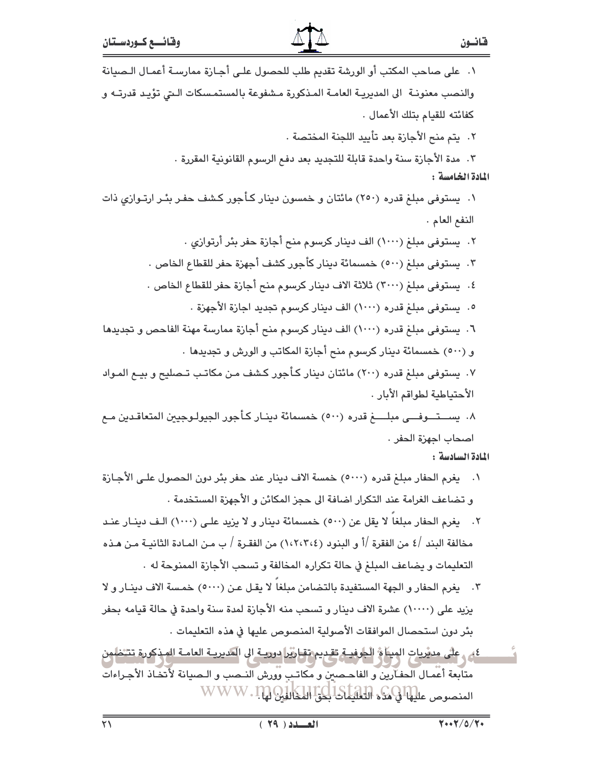١. على صاحب المكتب أو الورشة تقديم طلب للحصول على أجازة ممارسة أعمال الصيانة والنصب معنونة الى المديرية العامة المذكورة مشفوعة بالمستمسكات التي تؤيد قدرته و كفائته للقيام بتلك الأعمال .

٢. يتم منح الأجازة بعد تأييد اللجنة المختصة .

٣. مدة الأجازة سنة واحدة قابلة للتجديد بعد دفع الرسوم القانونية المقررة .

**المادة الخامسة :**

١. يستوفى مبلغ قدره (٢٥٠) مائتان و خمسون دينار كأجور كشف حفر بئر ارتوازي ذات النفع العام .

٢. يستوفى مبلغ (١٠٠٠) الف دينار كرسوم منح أجازة حفر بئر أرتوازي .

٣. يستوفى مبلغ (٥٠٠) خمسمائة دينار كأجور كشف أجهزة حفر للقطاع الخاص .

٤. يستوفى مبلغ (٣٠٠٠) ثلاثة الاف دينار كرسوم منح أجازة حفر للقطاع الخاص .

٥. يستوفى مبلغ قدره (١٠٠٠) الف دينار كرسوم تجديد اجازة الأجهزة .

٦. يستوفى مبلغ قدره (١٠٠٠) الف دينار كرسوم منح أجازة ممارسة مهنة الفاحص و تجديدها و (٥٠٠) خمسمائة دينار كرسوم منح أجازة المكاتب و الورش و تجديدها .

٧. يستوفى مبلغ قدره (٢٠٠) مائتان دينار كأجور كشف من مكاتب تصليح و بيع المواد الأحتياطية لطواقم الأبار .

٨. يستوفى مبلغ قدره (٥٠٠) خمسمائة دينار كأجور الجيولوجيين المتعاقدين مع اصحاب اجهزة الحفر .

**المادة السادسة :**

١. يغرم الحفار مبلغ قدره (٥٠٠٠) خمسة الاف دينار عند حفر بئر دون الحصول على الأجازة و تضاعف الغرامة عند التكرار اضافة الى حجز المكائن و الأجهزة المستخدمة .

٢. يغرم الحفار مبلغاً لا يقل عن (٥٠٠) خمسمائة دينار و لا يزيد على (١٠٠٠) الف دينار عند مخالفة البند /٤ من الفقرة /أ و البنود (١،٢،٣،٤) من الفقرة / ب من المادة الثانية من هذه التعليمات و يضاعف المبلغ في حالة تكراره المخالفة و تسحب الأجازة الممنوحة له .

٣. يغرم الحفار و الجهة المستفيدة بالتضامن مبلغاً لا يقل عن (٥٠٠٠) خمسة الاف دينار و لا يزيد على (١٠٠٠٠) عشرة الاف دينار و تسحب منه الأجازة لمدة سنة واحدة في حالة قيامه بحفر بئر دون استحصال الموافقات الأصولية المنصوص عليها في هذه التعليمات .

٤. على مديريات المياه الجوفية تقديم تقارير دورية الى المديرية العامة المذكورة تتضمن متابعة أعمال الحفارين و الفاحصين و مكاتب وورش النصب و الصيانة لأتخاذ الأجراءات المنصوص عليها في هذه التعليمات بحق المخالفين لها .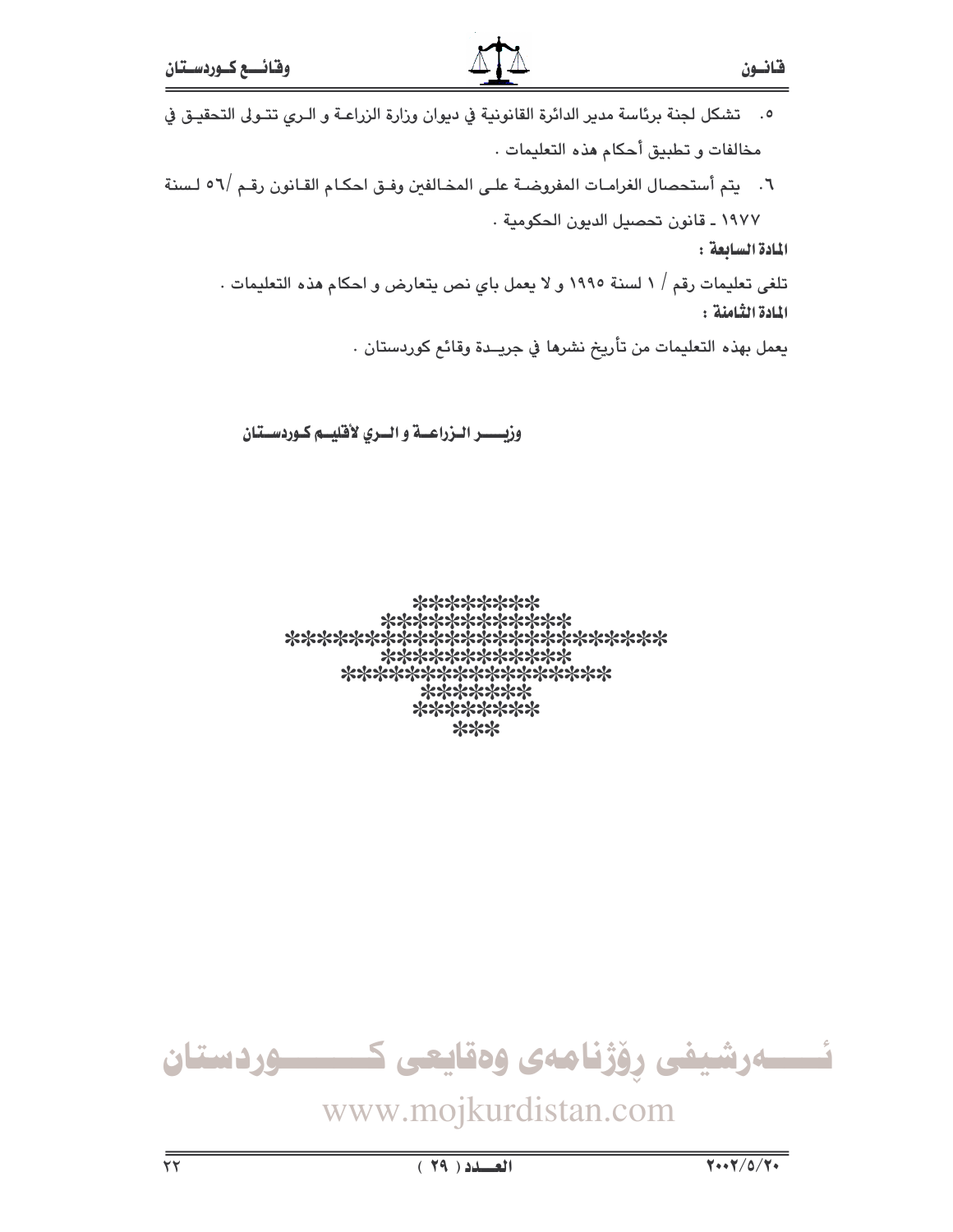٥. تشكل لجنة برئاسة مدير الدائرة القانونية في ديوان وزارة الزراعة و الري تتولى التحقيق في مخالفات و تطبيق أحكام هذه التعليمات .

٦. يتم أستحصال الغرامات المفروضة على المخالفين وفق احكام القانون رقم /٥٦ لسنة ١٩٧٧ ـ قانون تحصيل الديون الحكومية .

**المادة السابعة :**

تلغى تعليمات رقم / ١ لسنة ١٩٩٥ و لا يعمل باي نص يتعارض و احكام هذه التعليمات .

**المادة الثامنة :**

يعمل بهذه التعليمات من تأريخ نشرها في جريدة وقائع كوردستان .

**وزير الزراعة و الري لأقليم كوردستان**

*********
*************
**************************
*************
*****************
********
*********
***